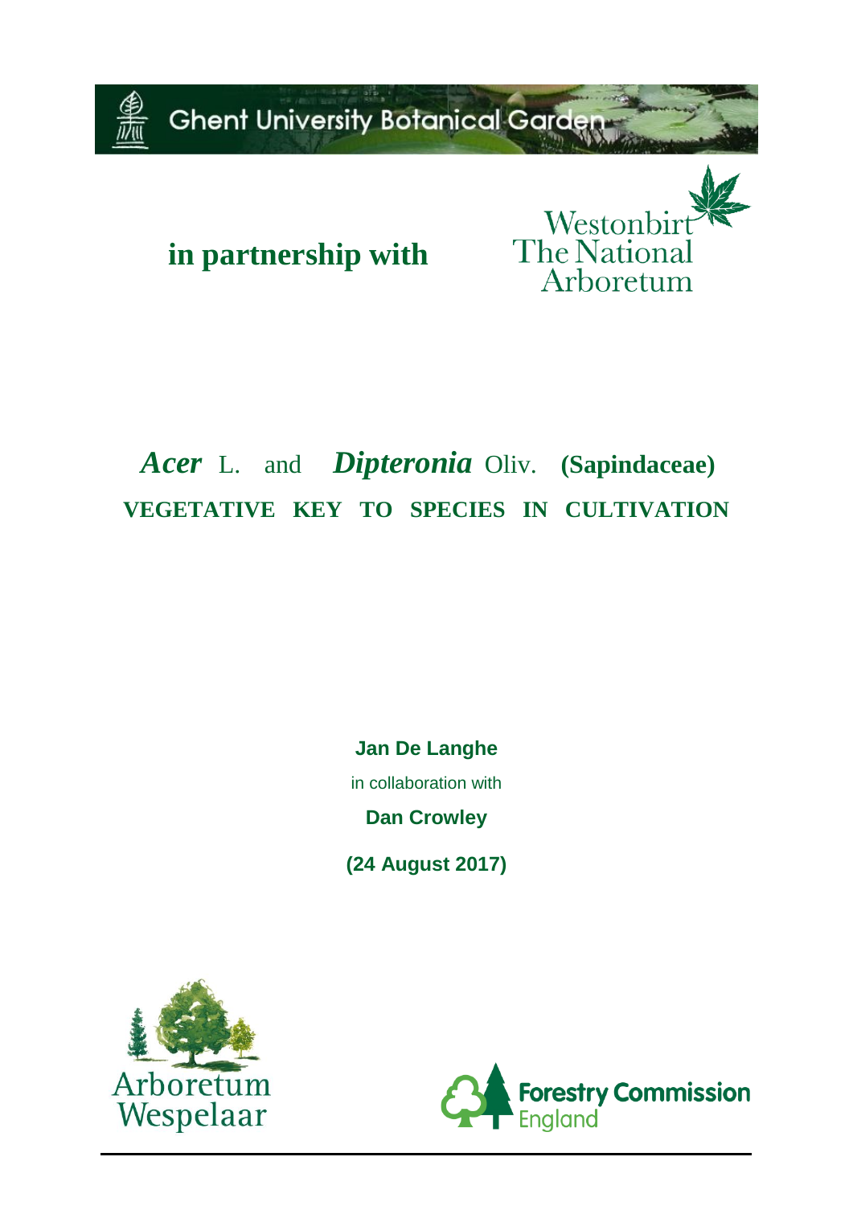Ghent University Botanical Garden

**in partnership with**

Westonbirt The National Arboretum

# ***Acer*** L. and ***Dipteronia*** Oliv. **(Sapindaceae)**

## **VEGETATIVE KEY TO SPECIES IN CULTIVATION**

**Jan De Langhe**

in collaboration with

**Dan Crowley**

**(24 August 2017)**

Arboretum Wespelaar

Forestry Commission England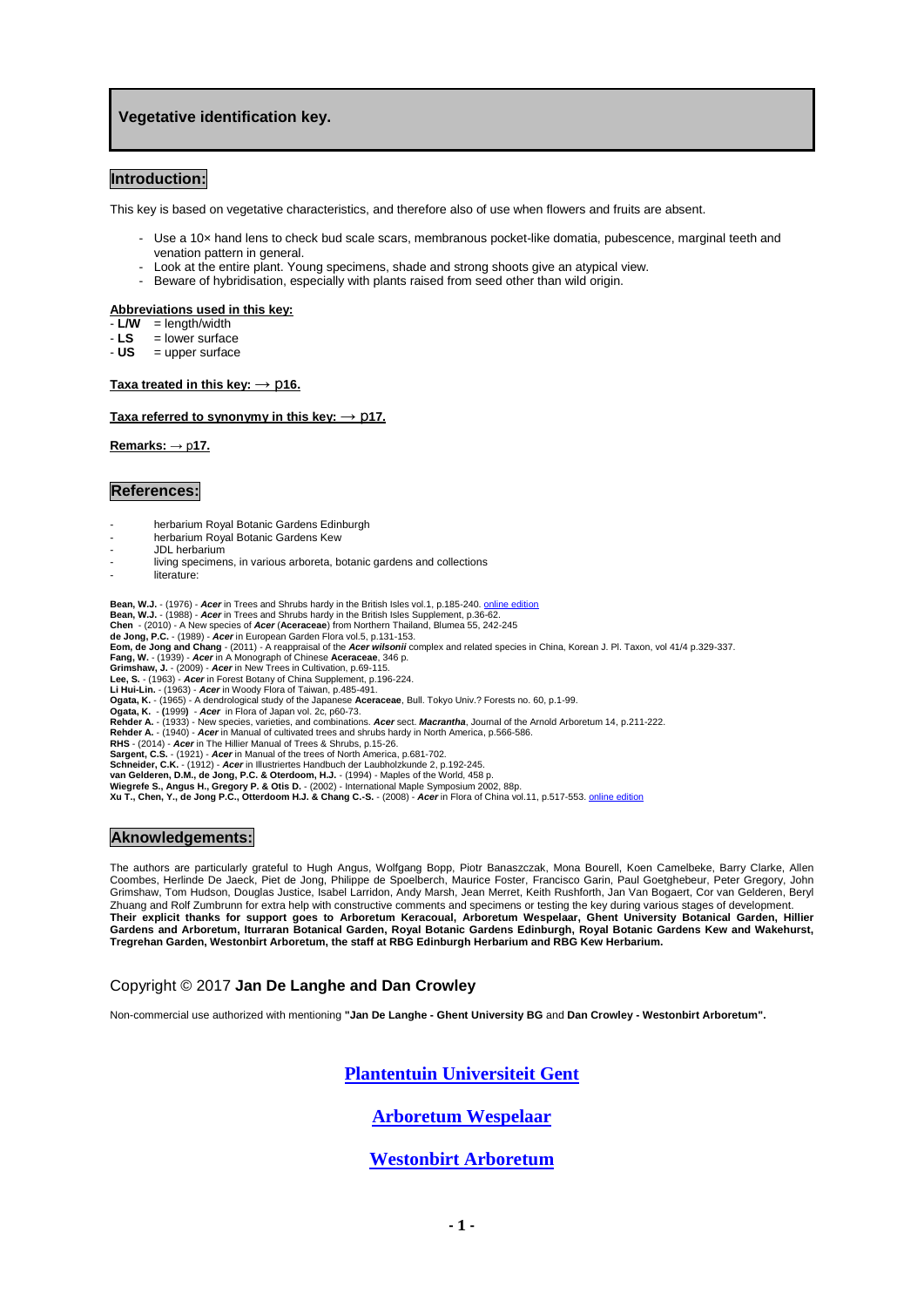# Vegetative identification key.

## Introduction:

This key is based on vegetative characteristics, and therefore also of use when flowers and fruits are absent.

- Use a 10× hand lens to check bud scale scars, membranous pocket-like domatia, pubescence, marginal teeth and venation pattern in general.
- Look at the entire plant. Young specimens, shade and strong shoots give an atypical view.
- Beware of hybridisation, especially with plants raised from seed other than wild origin.

**Abbreviations used in this key:**

- **L/W** = length/width
- **LS** = lower surface
- **US** = upper surface

**Taxa treated in this key: → p16.**

**Taxa referred to synonymy in this key: → p17.**

**Remarks: → p17.**

## References:

- herbarium Royal Botanic Gardens Edinburgh
- herbarium Royal Botanic Gardens Kew
- JDL herbarium
- living specimens, in various arboreta, botanic gardens and collections
- literature:

**Bean, W.J.** - (1976) - ***Acer*** in Trees and Shrubs hardy in the British Isles vol.1, p.185-240. online edition
**Bean, W.J.** - (1988) - ***Acer*** in Trees and Shrubs hardy in the British Isles Supplement, p.36-62.
**Chen** - (2010) - A New species of ***Acer*** (**Aceraceae**) from Northern Thailand, Blumea 55, 242-245
**de Jong, P.C.** - (1989) - ***Acer*** in European Garden Flora vol.5, p.131-153.
**Eom, de Jong and Chang** - (2011) - A reappraisal of the ***Acer wilsonii*** complex and related species in China, Korean J. Pl. Taxon, vol 41/4 p.329-337.
**Fang, W.** - (1939) - ***Acer*** in A Monograph of Chinese **Aceraceae**, 346 p.
**Grimshaw, J.** - (2009) - ***Acer*** in New Trees in Cultivation, p.69-115.
**Lee, S.** - (1963) - ***Acer*** in Forest Botany of China Supplement, p.196-224.
**Li Hui-Lin.** - (1963) - ***Acer*** in Woody Flora of Taiwan, p.485-491.
**Ogata, K.** - (1965) - A dendrological study of the Japanese **Aceraceae**, Bull. Tokyo Univ.? Forests no. 60, p.1-99.
**Ogata, K.** - **(**1999**)** - ***Acer*** in Flora of Japan vol. 2c, p60-73.
**Rehder A.** - (1933) - New species, varieties, and combinations. ***Acer*** sect. ***Macrantha***, Journal of the Arnold Arboretum 14, p.211-222.
**Rehder A.** - (1940) - ***Acer*** in Manual of cultivated trees and shrubs hardy in North America, p.566-586.
**RHS** - (2014) - ***Acer*** in The Hillier Manual of Trees & Shrubs, p.15-26.
**Sargent, C.S.** - (1921) - ***Acer*** in Manual of the trees of North America, p.681-702.
**Schneider, C.K.** - (1912) - ***Acer*** in Illustriertes Handbuch der Laubholzkunde 2, p.192-245.
**van Gelderen, D.M., de Jong, P.C. & Oterdoom, H.J.** - (1994) - Maples of the World, 458 p.
**Wiegrefe S., Angus H., Gregory P. & Otis D.** - (2002) - International Maple Symposium 2002, 88p.
**Xu T., Chen, Y., de Jong P.C., Otterdoom H.J. & Chang C.-S.** - (2008) - ***Acer*** in Flora of China vol.11, p.517-553. online edition

## Aknowledgements:

The authors are particularly grateful to Hugh Angus, Wolfgang Bopp, Piotr Banaszczak, Mona Bourell, Koen Camelbeke, Barry Clarke, Allen Coombes, Herlinde De Jaeck, Piet de Jong, Philippe de Spoelberch, Maurice Foster, Francisco Garin, Paul Goetghebeur, Peter Gregory, John Grimshaw, Tom Hudson, Douglas Justice, Isabel Larridon, Andy Marsh, Jean Merret, Keith Rushforth, Jan Van Bogaert, Cor van Gelderen, Beryl Zhuang and Rolf Zumbrunn for extra help with constructive comments and specimens or testing the key during various stages of development.
**Their explicit thanks for support goes to Arboretum Keracoual, Arboretum Wespelaar, Ghent University Botanical Garden, Hillier Gardens and Arboretum, Iturraran Botanical Garden, Royal Botanic Gardens Edinburgh, Royal Botanic Gardens Kew and Wakehurst, Tregrehan Garden, Westonbirt Arboretum, the staff at RBG Edinburgh Herbarium and RBG Kew Herbarium.**

Copyright © 2017 **Jan De Langhe and Dan Crowley**

Non-commercial use authorized with mentioning **"Jan De Langhe - Ghent University BG** and **Dan Crowley - Westonbirt Arboretum".**

**Plantentuin Universiteit Gent**

**Arboretum Wespelaar**

**Westonbirt Arboretum**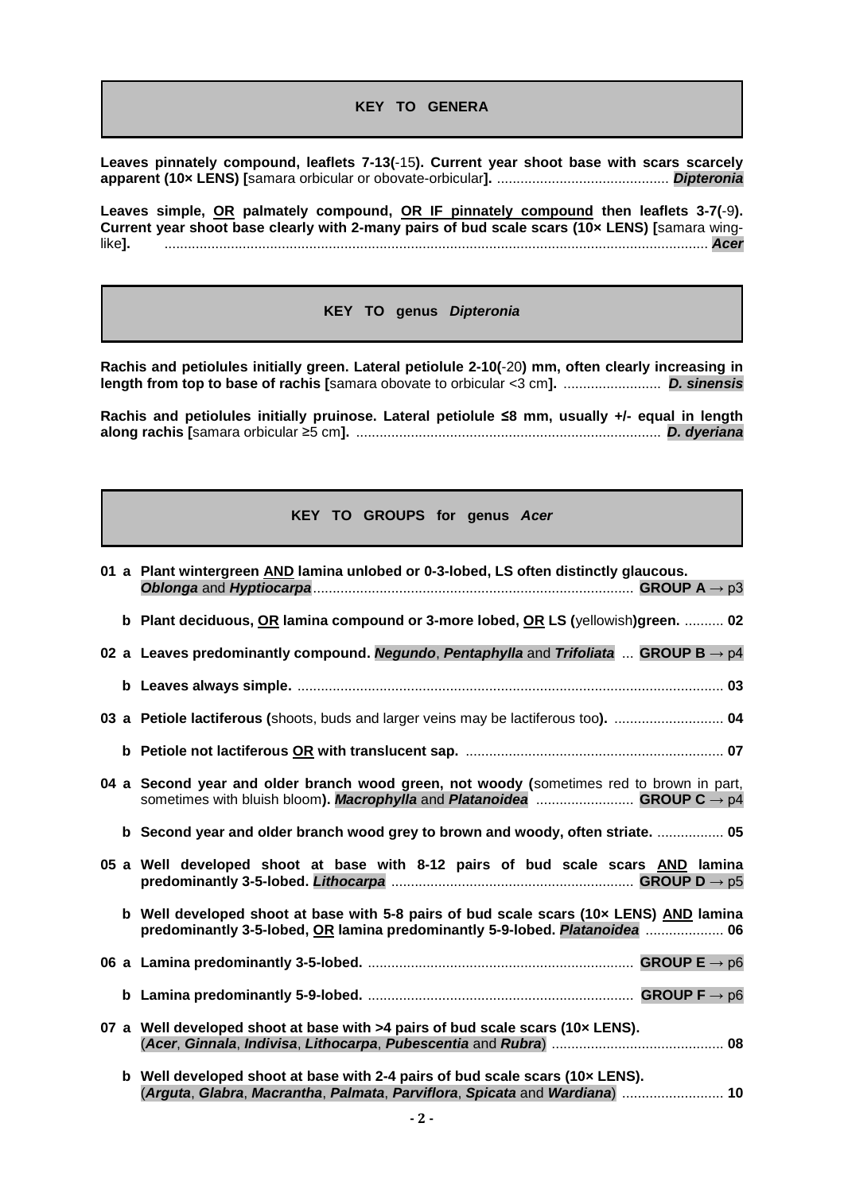## KEY TO GENERA

**Leaves pinnately compound, leaflets 7-13(**-15**). Current year shoot base with scars scarcely apparent (10× LENS) [**samara orbicular or obovate-orbicular**].** ............................................ ***Dipteronia***

**Leaves simple, <u>OR</u> palmately compound, <u>OR IF pinnately compound</u> then leaflets 3-7(**-9**). Current year shoot base clearly with 2-many pairs of bud scale scars (10× LENS) [**samara wing-like**].** ........................................................................................................................................... ***Acer***

## KEY TO genus *Dipteronia*

**Rachis and petiolules initially green. Lateral petiolule 2-10(**-20**) mm, often clearly increasing in length from top to base of rachis [**samara obovate to orbicular <3 cm**].** ......................... ***D. sinensis***

**Rachis and petiolules initially pruinose. Lateral petiolule ≤8 mm, usually +/- equal in length along rachis [**samara orbicular ≥5 cm**].** .............................................................................. ***D. dyeriana***

## KEY TO GROUPS for genus *Acer*

**01 a Plant wintergreen <u>AND</u> lamina unlobed or 0-3-lobed, LS often distinctly glaucous.**
***Oblonga*** and ***Hyptiocarpa*** .................................................................................. **GROUP A → p3**

**b Plant deciduous, <u>OR</u> lamina compound or 3-more lobed, <u>OR</u> LS (**yellowish**)green.** .......... **02**

**02 a Leaves predominantly compound. *Negundo*, *Pentaphylla* and *Trifoliata*** ... **GROUP B → p4**

**b Leaves always simple.** ............................................................................................................. **03**

**03 a Petiole lactiferous (**shoots, buds and larger veins may be lactiferous too**).** ............................ **04**

**b Petiole not lactiferous <u>OR</u> with translucent sap.** .................................................................. **07**

**04 a Second year and older branch wood green, not woody (**sometimes red to brown in part, sometimes with bluish bloom**). *Macrophylla* and *Platanoidea*** ......................... **GROUP C → p4**

**b Second year and older branch wood grey to brown and woody, often striate.** ................. **05**

**05 a Well developed shoot at base with 8-12 pairs of bud scale scars <u>AND</u> lamina predominantly 3-5-lobed. *Lithocarpa*** ............................................................. **GROUP D → p5**

**b Well developed shoot at base with 5-8 pairs of bud scale scars (10× LENS) <u>AND</u> lamina predominantly 3-5-lobed, <u>OR</u> lamina predominantly 5-9-lobed. *Platanoidea*** .................... **06**

**06 a Lamina predominantly 3-5-lobed.** .................................................................... **GROUP E → p6**

**b Lamina predominantly 5-9-lobed.** .................................................................... **GROUP F → p6**

**07 a Well developed shoot at base with >4 pairs of bud scale scars (10× LENS).**
(***Acer***, ***Ginnala***, ***Indivisa***, ***Lithocarpa***, ***Pubescentia*** and ***Rubra***) ............................................ **08**

**b Well developed shoot at base with 2-4 pairs of bud scale scars (10× LENS).**
(***Arguta***, ***Glabra***, ***Macrantha***, ***Palmata***, ***Parviflora***, ***Spicata*** and ***Wardiana***) .......................... **10**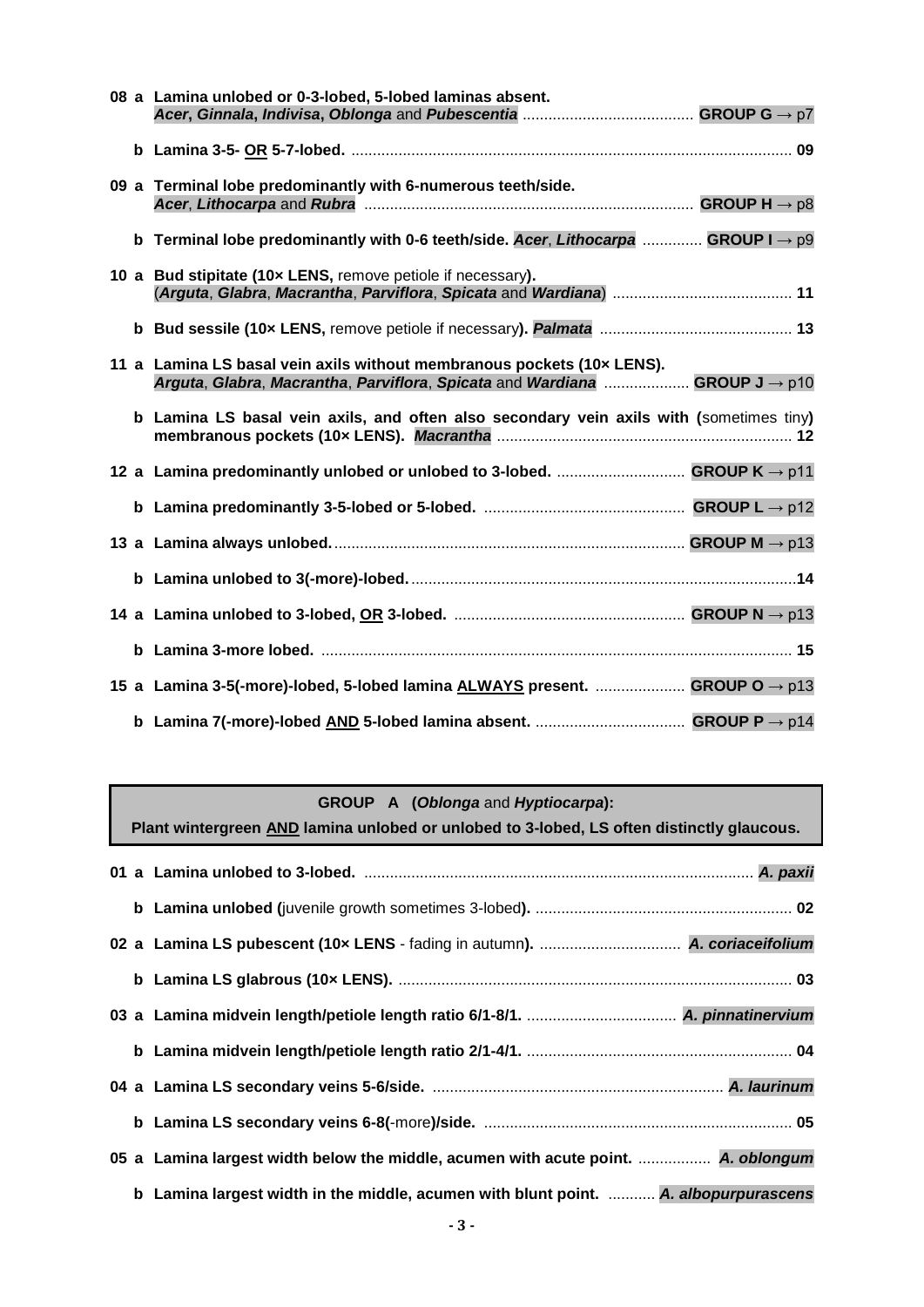**08 a Lamina unlobed or 0-3-lobed, 5-lobed laminas absent.**
***Acer*, *Ginnala*, *Indivisa*, *Oblonga* and *Pubescentia*** ........................................ **GROUP G** → p7

**b Lamina 3-5- OR 5-7-lobed.** ...................................................................................................... **09**

**09 a Terminal lobe predominantly with 6-numerous teeth/side.**
***Acer*, *Lithocarpa* and *Rubra*** ............................................................................ **GROUP H** → p8

**b Terminal lobe predominantly with 0-6 teeth/side. *Acer*, *Lithocarpa*** .............. **GROUP I** → p9

**10 a Bud stipitate (10× LENS,** remove petiole if necessary**).**
(***Arguta*, *Glabra*, *Macrantha*, *Parviflora*, *Spicata* and *Wardiana***) .......................................... **11**

**b Bud sessile (10× LENS,** remove petiole if necessary**). *Palmata*** ............................................ **13**

**11 a Lamina LS basal vein axils without membranous pockets (10× LENS).**
***Arguta*, *Glabra*, *Macrantha*, *Parviflora*, *Spicata* and *Wardiana*** .................... **GROUP J** → p10

**b Lamina LS basal vein axils, and often also secondary vein axils with (**sometimes tiny**) membranous pockets (10× LENS). *Macrantha*** ..................................................................... **12**

**12 a Lamina predominantly unlobed or unlobed to 3-lobed.** .............................. **GROUP K** → p11

**b Lamina predominantly 3-5-lobed or 5-lobed.** ............................................... **GROUP L** → p12

**13 a Lamina always unlobed.** ................................................................................... **GROUP M** → p13

**b Lamina unlobed to 3(-more)-lobed.** ..........................................................................................**14**

**14 a Lamina unlobed to 3-lobed, OR 3-lobed.** ...................................................... **GROUP N** → p13

**b Lamina 3-more lobed.** ............................................................................................................. **15**

**15 a Lamina 3-5(-more)-lobed, 5-lobed lamina ALWAYS present.** ..................... **GROUP O** → p13

**b Lamina 7(-more)-lobed AND 5-lobed lamina absent.** ................................... **GROUP P** → p14

## GROUP A (*Oblonga* and *Hyptiocarpa*):

**Plant wintergreen AND lamina unlobed or unlobed to 3-lobed, LS often distinctly glaucous.**

**01 a Lamina unlobed to 3-lobed.** .......................................................................................... ***A. paxii***

**b Lamina unlobed (**juvenile growth sometimes 3-lobed**).** ............................................................ **02**

**02 a Lamina LS pubescent (10× LENS** - fading in autumn**).** ................................. ***A. coriaceifolium***

**b Lamina LS glabrous (10× LENS).** ........................................................................................... **03**

**03 a Lamina midvein length/petiole length ratio 6/1-8/1.** ................................... ***A. pinnatinervium***

**b Lamina midvein length/petiole length ratio 2/1-4/1.** .............................................................. **04**

**04 a Lamina LS secondary veins 5-6/side.** .................................................................... ***A. laurinum***

**b Lamina LS secondary veins 6-8(**-more**)/side.** ........................................................................ **05**

**05 a Lamina largest width below the middle, acumen with acute point.** ................. ***A. oblongum***

**b Lamina largest width in the middle, acumen with blunt point.** ........... ***A. albopurpurascens***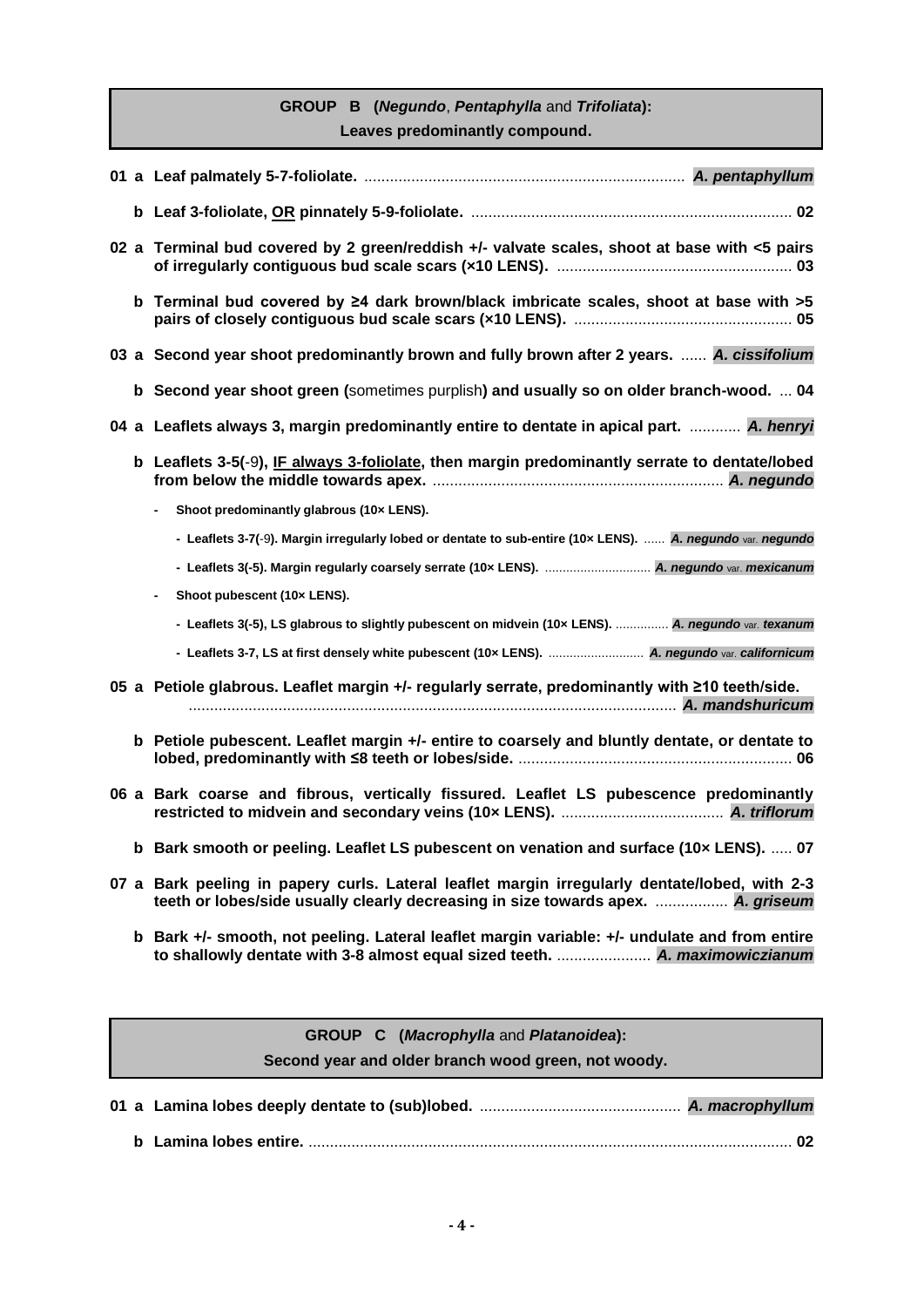## GROUP B (*Negundo*, *Pentaphylla* and *Trifoliata*): Leaves predominantly compound.

**01 a Leaf palmately 5-7-foliolate.** ........................................................................... ***A. pentaphyllum***

**b Leaf 3-foliolate, <u>OR</u> pinnately 5-9-foliolate.** ........................................................................... **02**

**02 a Terminal bud covered by 2 green/reddish +/- valvate scales, shoot at base with <5 pairs of irregularly contiguous bud scale scars (×10 LENS).** ....................................................... **03**

**b Terminal bud covered by ≥4 dark brown/black imbricate scales, shoot at base with >5 pairs of closely contiguous bud scale scars (×10 LENS).** ................................................... **05**

**03 a Second year shoot predominantly brown and fully brown after 2 years.** ...... ***A. cissifolium***

**b Second year shoot green (**sometimes purplish**) and usually so on older branch-wood.** ... **04**

**04 a Leaflets always 3, margin predominantly entire to dentate in apical part.** ............ ***A. henryi***

**b Leaflets 3-5(**-9**), <u>IF always 3-foliolate</u>, then margin predominantly serrate to dentate/lobed from below the middle towards apex.** .................................................................... ***A. negundo***

- **Shoot predominantly glabrous (10× LENS).**
  - **Leaflets 3-7(**-9**). Margin irregularly lobed or dentate to sub-entire (10× LENS).** ...... ***A. negundo*** var. ***negundo***
  - **Leaflets 3(-5). Margin regularly coarsely serrate (10× LENS).** .............................. ***A. negundo*** var. ***mexicanum***
- **Shoot pubescent (10× LENS).**
  - **Leaflets 3(-5), LS glabrous to slightly pubescent on midvein (10× LENS).** ............... ***A. negundo*** var. ***texanum***
  - **Leaflets 3-7, LS at first densely white pubescent (10× LENS).** ........................... ***A. negundo*** var. ***californicum***

**05 a Petiole glabrous. Leaflet margin +/- regularly serrate, predominantly with ≥10 teeth/side.** ................................................................................................................. ***A. mandshuricum***

**b Petiole pubescent. Leaflet margin +/- entire to coarsely and bluntly dentate, or dentate to lobed, predominantly with ≤8 teeth or lobes/side.** ................................................................ **06**

**06 a Bark coarse and fibrous, vertically fissured. Leaflet LS pubescence predominantly restricted to midvein and secondary veins (10× LENS).** ...................................... ***A. triflorum***

**b Bark smooth or peeling. Leaflet LS pubescent on venation and surface (10× LENS).** ..... **07**

**07 a Bark peeling in papery curls. Lateral leaflet margin irregularly dentate/lobed, with 2-3 teeth or lobes/side usually clearly decreasing in size towards apex.** ................. ***A. griseum***

**b Bark +/- smooth, not peeling. Lateral leaflet margin variable: +/- undulate and from entire to shallowly dentate with 3-8 almost equal sized teeth.** ...................... ***A. maximowiczianum***

## GROUP C (*Macrophylla* and *Platanoidea*): Second year and older branch wood green, not woody.

**01 a Lamina lobes deeply dentate to (sub)lobed.** ............................................... ***A. macrophyllum***

**b Lamina lobes entire.** ................................................................................................................ **02**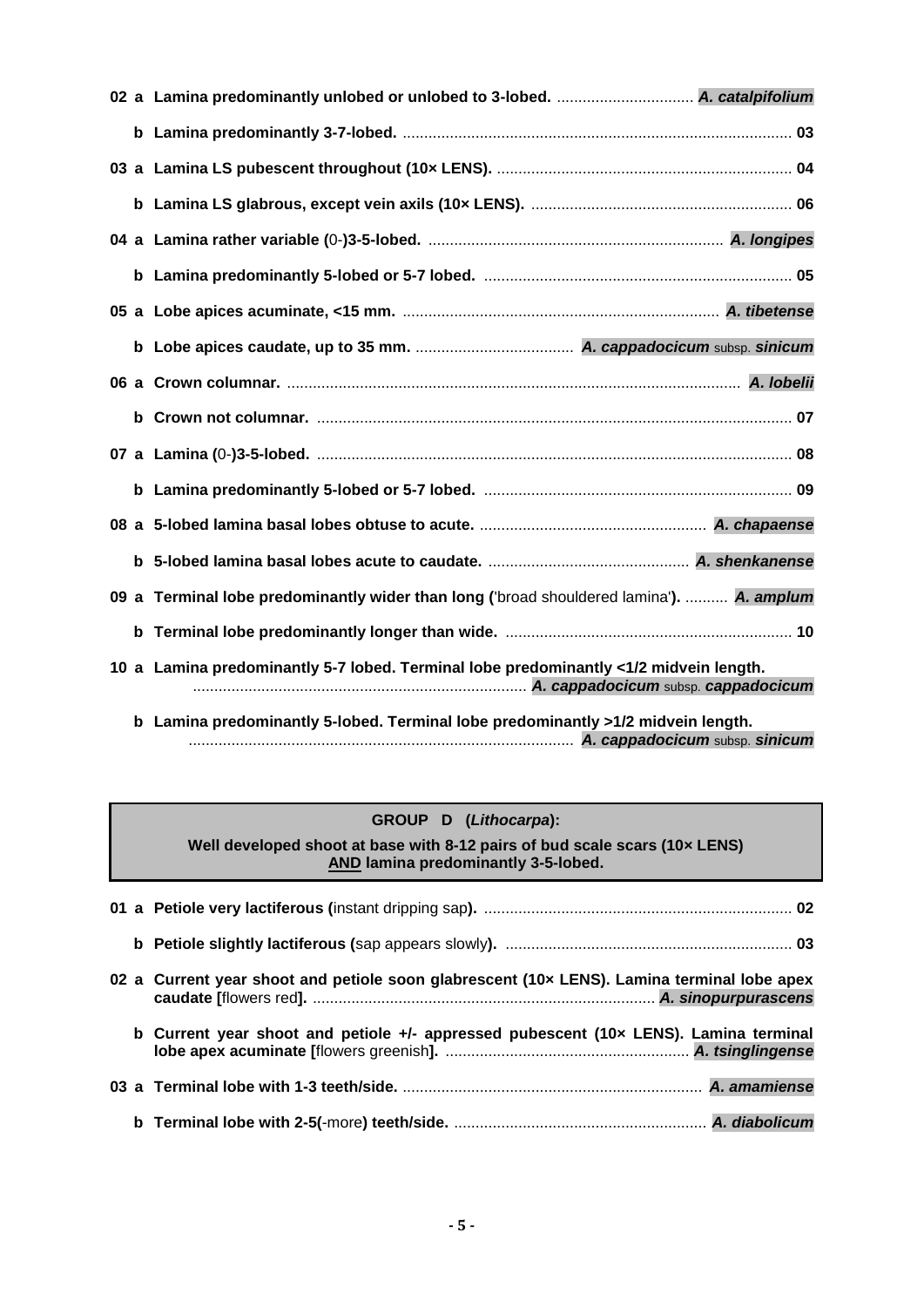**02 a Lamina predominantly unlobed or unlobed to 3-lobed.** ................................ ***A. catalpifolium***

**b Lamina predominantly 3-7-lobed.** ......................................................................................... **03**

**03 a Lamina LS pubescent throughout (10× LENS).** .................................................................... **04**

**b Lamina LS glabrous, except vein axils (10× LENS).** ............................................................ **06**

**04 a Lamina rather variable (**0-**)3-5-lobed.** ..................................................................... ***A. longipes***

**b Lamina predominantly 5-lobed or 5-7 lobed.** ....................................................................... **05**

**05 a Lobe apices acuminate, <15 mm.** .......................................................................... ***A. tibetense***

**b Lobe apices caudate, up to 35 mm.** ..................................... ***A. cappadocicum*** subsp. ***sinicum***

**06 a Crown columnar.** ......................................................................................................... ***A. lobelii***

**b Crown not columnar.** .............................................................................................................. **07**

**07 a Lamina (**0-**)3-5-lobed.** .............................................................................................................. **08**

**b Lamina predominantly 5-lobed or 5-7 lobed.** ....................................................................... **09**

**08 a 5-lobed lamina basal lobes obtuse to acute.** ..................................................... ***A. chapaense***

**b 5-lobed lamina basal lobes acute to caudate.** ............................................... ***A. shenkanense***

**09 a Terminal lobe predominantly wider than long (**'broad shouldered lamina'**).** .......... ***A. amplum***

**b Terminal lobe predominantly longer than wide.** .................................................................. **10**

**10 a Lamina predominantly 5-7 lobed. Terminal lobe predominantly <1/2 midvein length.** ............................................................................. ***A. cappadocicum*** subsp. ***cappadocicum***

**b Lamina predominantly 5-lobed. Terminal lobe predominantly >1/2 midvein length.** ......................................................................................... ***A. cappadocicum*** subsp. ***sinicum***

**GROUP D (*Lithocarpa*):**

**Well developed shoot at base with 8-12 pairs of bud scale scars (10× LENS) AND lamina predominantly 3-5-lobed.**

**01 a Petiole very lactiferous (**instant dripping sap**).** ....................................................................... **02**

**b Petiole slightly lactiferous (**sap appears slowly**).** .................................................................. **03**

**02 a Current year shoot and petiole soon glabrescent (10× LENS). Lamina terminal lobe apex caudate [**flowers red**].** ............................................................................... ***A. sinopurpurascens***

**b Current year shoot and petiole +/- appressed pubescent (10× LENS). Lamina terminal lobe apex acuminate [**flowers greenish**].** ......................................................... ***A. tsinglingense***

**03 a Terminal lobe with 1-3 teeth/side.** ..................................................................... ***A. amamiense***

**b Terminal lobe with 2-5(**-more**) teeth/side.** ........................................................... ***A. diabolicum***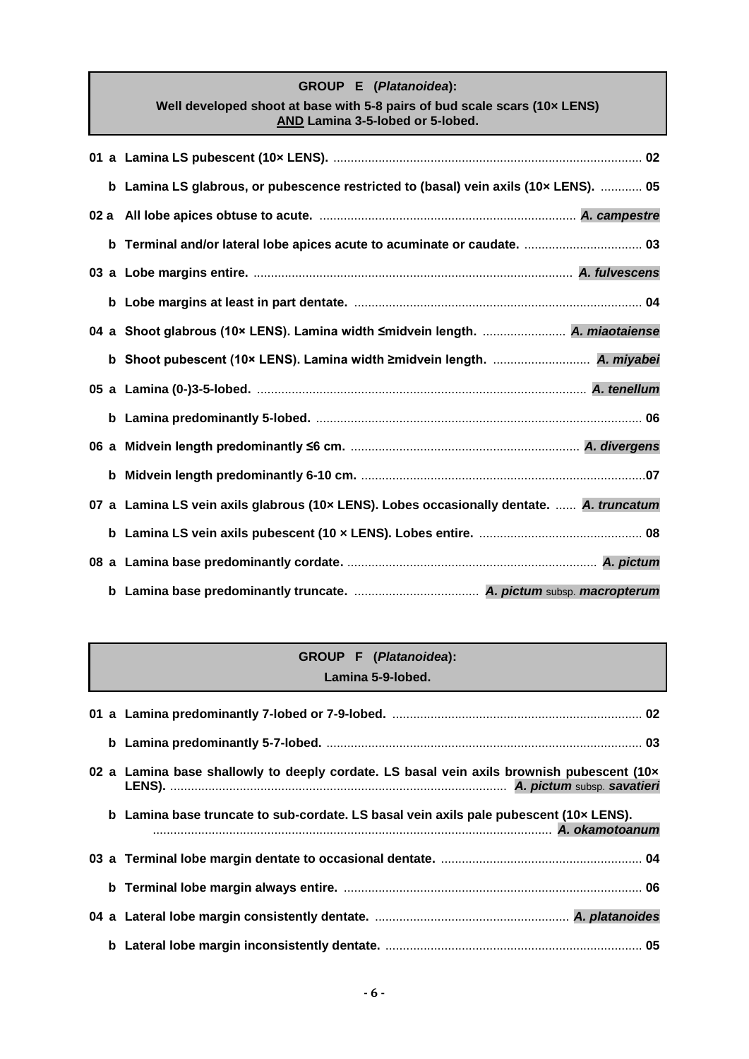**GROUP E (*Platanoidea*):**
**Well developed shoot at base with 5-8 pairs of bud scale scars (10× LENS)**
**AND Lamina 3-5-lobed or 5-lobed.**

| | | | |
|---|---|---|---|
| **01** | **a** | **Lamina LS pubescent (10× LENS).** | **02** |
| | **b** | **Lamina LS glabrous, or pubescence restricted to (basal) vein axils (10× LENS).** | **05** |
| **02** | **a** | **All lobe apices obtuse to acute.** | ***A. campestre*** |
| | **b** | **Terminal and/or lateral lobe apices acute to acuminate or caudate.** | **03** |
| **03** | **a** | **Lobe margins entire.** | ***A. fulvescens*** |
| | **b** | **Lobe margins at least in part dentate.** | **04** |
| **04** | **a** | **Shoot glabrous (10× LENS). Lamina width ≤midvein length.** | ***A. miaotaiense*** |
| | **b** | **Shoot pubescent (10× LENS). Lamina width ≥midvein length.** | ***A. miyabei*** |
| **05** | **a** | **Lamina (0-)3-5-lobed.** | ***A. tenellum*** |
| | **b** | **Lamina predominantly 5-lobed.** | **06** |
| **06** | **a** | **Midvein length predominantly ≤6 cm.** | ***A. divergens*** |
| | **b** | **Midvein length predominantly 6-10 cm.** | **07** |
| **07** | **a** | **Lamina LS vein axils glabrous (10× LENS). Lobes occasionally dentate.** | ***A. truncatum*** |
| | **b** | **Lamina LS vein axils pubescent (10 × LENS). Lobes entire.** | **08** |
| **08** | **a** | **Lamina base predominantly cordate.** | ***A. pictum*** |
| | **b** | **Lamina base predominantly truncate.** | ***A. pictum* subsp. *macropterum*** |

**GROUP F (*Platanoidea*):**
**Lamina 5-9-lobed.**

| | | | |
|---|---|---|---|
| **01** | **a** | **Lamina predominantly 7-lobed or 7-9-lobed.** | **02** |
| | **b** | **Lamina predominantly 5-7-lobed.** | **03** |
| **02** | **a** | **Lamina base shallowly to deeply cordate. LS basal vein axils brownish pubescent (10× LENS).** | ***A. pictum* subsp. *savatieri*** |
| | **b** | **Lamina base truncate to sub-cordate. LS basal vein axils pale pubescent (10× LENS).** | ***A. okamotoanum*** |
| **03** | **a** | **Terminal lobe margin dentate to occasional dentate.** | **04** |
| | **b** | **Terminal lobe margin always entire.** | **06** |
| **04** | **a** | **Lateral lobe margin consistently dentate.** | ***A. platanoides*** |
| | **b** | **Lateral lobe margin inconsistently dentate.** | **05** |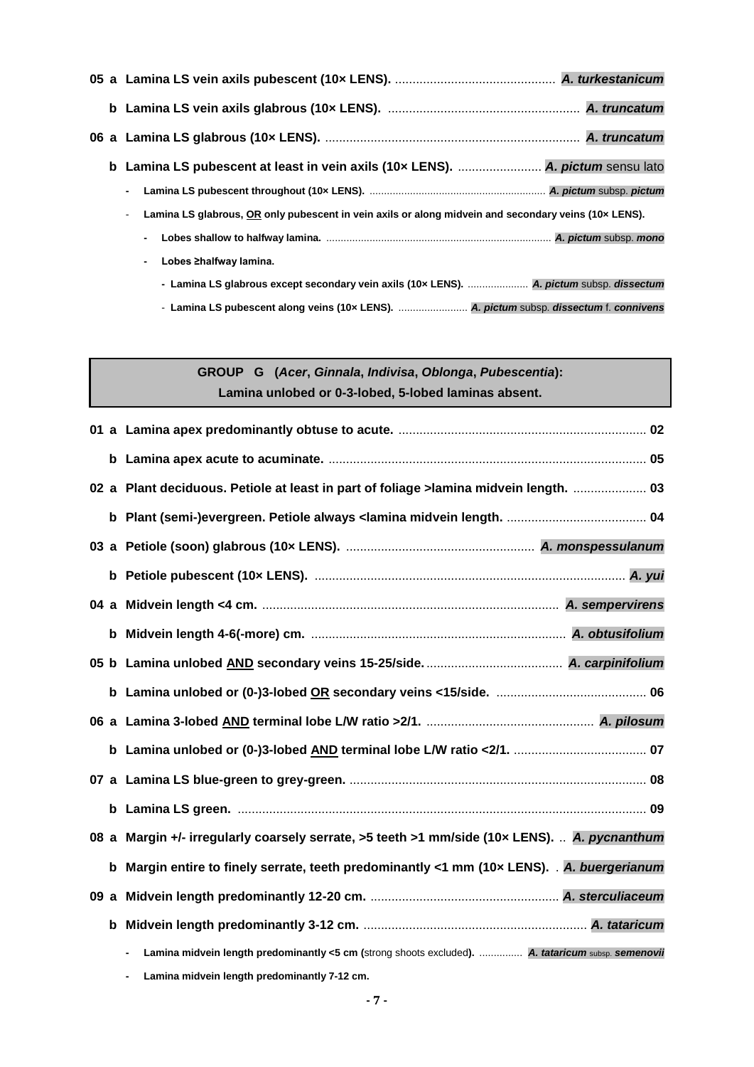**05 a Lamina LS vein axils pubescent (10× LENS).** .............................................. ***A. turkestanicum***

**b Lamina LS vein axils glabrous (10× LENS).** ...................................................... ***A. truncatum***

**06 a Lamina LS glabrous (10× LENS).** ........................................................................ ***A. truncatum***

**b Lamina LS pubescent at least in vein axils (10× LENS).** ........................ ***A. pictum*** sensu lato

- **Lamina LS pubescent throughout (10× LENS).** ............................................................ ***A. pictum*** subsp. ***pictum***
- **Lamina LS glabrous, <u>OR</u> only pubescent in vein axils or along midvein and secondary veins (10× LENS).**
  - **Lobes shallow to halfway lamina.** ............................................................................ ***A. pictum*** subsp. ***mono***
  - **Lobes ≥halfway lamina.**
    - **Lamina LS glabrous except secondary vein axils (10× LENS).** ..................... ***A. pictum*** subsp. ***dissectum***
    - **Lamina LS pubescent along veins (10× LENS).** ........................ ***A. pictum*** subsp. ***dissectum*** f. ***connivens***

## GROUP G (*Acer*, *Ginnala*, *Indivisa*, *Oblonga*, *Pubescentia*): Lamina unlobed or 0-3-lobed, 5-lobed laminas absent.

**01 a Lamina apex predominantly obtuse to acute.** ....................................................................... **02**

**b Lamina apex acute to acuminate.** .......................................................................................... **05**

**02 a Plant deciduous. Petiole at least in part of foliage >lamina midvein length.** ..................... **03**

**b Plant (semi-)evergreen. Petiole always <lamina midvein length.** ........................................ **04**

**03 a Petiole (soon) glabrous (10× LENS).** ..................................................... ***A. monspessulanum***

**b Petiole pubescent (10× LENS).** ........................................................................................ ***A. yui***

**04 a Midvein length <4 cm.** .................................................................................... ***A. sempervirens***

**b Midvein length 4-6(-more) cm.** ........................................................................ ***A. obtusifolium***

**05 b Lamina unlobed <u>AND</u> secondary veins 15-25/side.** ....................................... ***A. carpinifolium***

**b Lamina unlobed or (0-)3-lobed <u>OR</u> secondary veins <15/side.** ........................................... **06**

**06 a Lamina 3-lobed <u>AND</u> terminal lobe L/W ratio >2/1.** ................................................ ***A. pilosum***

**b Lamina unlobed or (0-)3-lobed <u>AND</u> terminal lobe L/W ratio <2/1.** ...................................... **07**

**07 a Lamina LS blue-green to grey-green.** ..................................................................................... **08**

**b Lamina LS green.** ..................................................................................................................... **09**

**08 a Margin +/- irregularly coarsely serrate, >5 teeth >1 mm/side (10× LENS).** .. ***A. pycnanthum***

**b Margin entire to finely serrate, teeth predominantly <1 mm (10× LENS).** . ***A. buergerianum***

**09 a Midvein length predominantly 12-20 cm.** ...................................................... ***A. sterculiaceum***

**b Midvein length predominantly 3-12 cm.** ................................................................ ***A. tataricum***

- **Lamina midvein length predominantly <5 cm (**strong shoots excluded**).** ............... ***A. tataricum*** subsp. ***semenovii***
- **Lamina midvein length predominantly 7-12 cm.**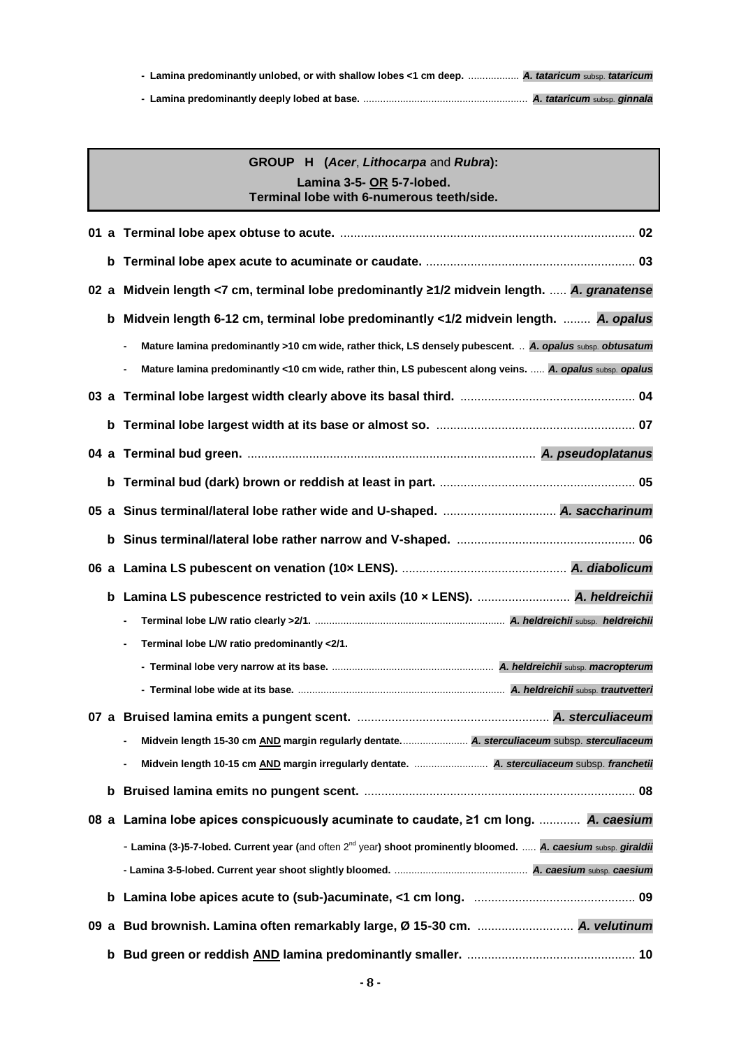- Lamina predominantly unlobed, or with shallow lobes <1 cm deep. .................. ***A. tataricum*** subsp. ***tataricum***
- Lamina predominantly deeply lobed at base. ......................................................... ***A. tataricum*** subsp. ***ginnala***

## GROUP H (*Acer*, *Lithocarpa* and *Rubra*):

**Lamina 3-5- OR 5-7-lobed.**
**Terminal lobe with 6-numerous teeth/side.**

**01 a** **Terminal lobe apex obtuse to acute.** ..................................................................................... **02**

**b** **Terminal lobe apex acute to acuminate or caudate.** ............................................................. **03**

**02 a** **Midvein length <7 cm, terminal lobe predominantly ≥1/2 midvein length.** ..... ***A. granatense***

**b** **Midvein length 6-12 cm, terminal lobe predominantly <1/2 midvein length.** ........ ***A. opalus***

- Mature lamina predominantly >10 cm wide, rather thick, LS densely pubescent. .. ***A. opalus*** subsp. ***obtusatum***
- Mature lamina predominantly <10 cm wide, rather thin, LS pubescent along veins. ..... ***A. opalus*** subsp. ***opalus***

**03 a** **Terminal lobe largest width clearly above its basal third.** ................................................... **04**

**b** **Terminal lobe largest width at its base or almost so.** .......................................................... **07**

**04 a** **Terminal bud green.** ................................................................................... ***A. pseudoplatanus***

**b** **Terminal bud (dark) brown or reddish at least in part.** ......................................................... **05**

**05 a** **Sinus terminal/lateral lobe rather wide and U-shaped.** ................................. ***A. saccharinum***

**b** **Sinus terminal/lateral lobe rather narrow and V-shaped.** .................................................... **06**

**06 a** **Lamina LS pubescent on venation (10× LENS).** ................................................ ***A. diabolicum***

**b** **Lamina LS pubescence restricted to vein axils (10 × LENS).** ........................... ***A. heldreichii***

- Terminal lobe L/W ratio clearly >2/1. .................................................................. ***A. heldreichii*** subsp. ***heldreichii***
- Terminal lobe L/W ratio predominantly <2/1.
  - Terminal lobe very narrow at its base. ........................................................ ***A. heldreichii*** subsp. ***macropterum***
  - Terminal lobe wide at its base. ........................................................................ ***A. heldreichii*** subsp. ***trautvetteri***

**07 a** **Bruised lamina emits a pungent scent.** ........................................................ ***A. sterculiaceum***

- Midvein length 15-30 cm AND margin regularly dentate........................ ***A. sterculiaceum*** subsp. ***sterculiaceum***
- Midvein length 10-15 cm AND margin irregularly dentate. .......................... ***A. sterculiaceum*** subsp. ***franchetii***

**b** **Bruised lamina emits no pungent scent.** .............................................................................. **08**

**08 a** **Lamina lobe apices conspicuously acuminate to caudate, ≥1 cm long.** ............ ***A. caesium***

- Lamina (3-)5-7-lobed. Current year (and often 2nd year) shoot prominently bloomed. ..... ***A. caesium*** subsp. ***giraldii***
- Lamina 3-5-lobed. Current year shoot slightly bloomed. .............................................. ***A. caesium*** subsp. ***caesium***

**b** **Lamina lobe apices acute to (sub-)acuminate, <1 cm long.** ............................................... **09**

**09 a** **Bud brownish. Lamina often remarkably large, Ø 15-30 cm.** ............................ ***A. velutinum***

**b** **Bud green or reddish AND lamina predominantly smaller.** ................................................ **10**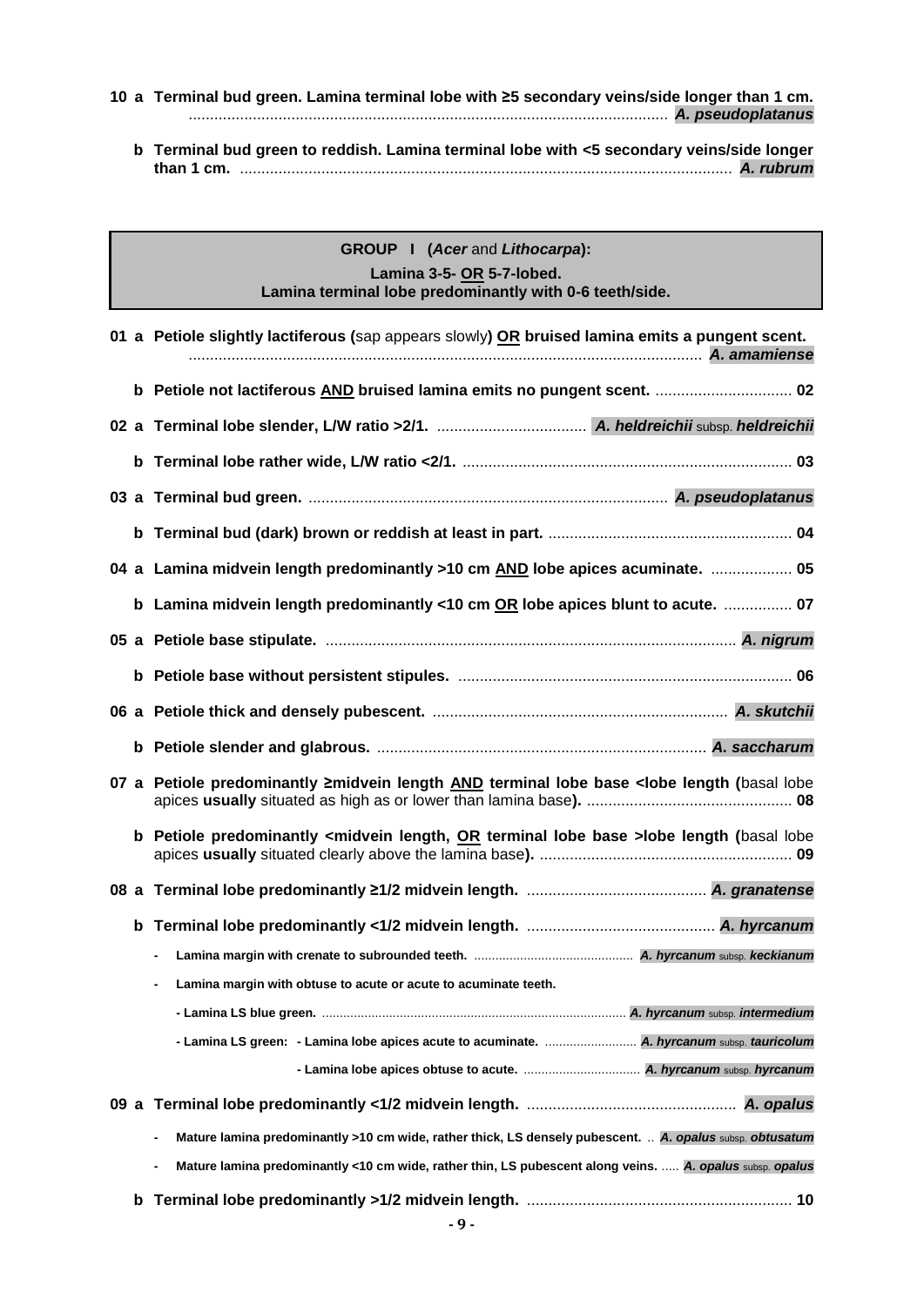**10 a Terminal bud green. Lamina terminal lobe with ≥5 secondary veins/side longer than 1 cm.** ............................................................................................................... ***A. pseudoplatanus***

**b Terminal bud green to reddish. Lamina terminal lobe with <5 secondary veins/side longer than 1 cm.** .................................................................................................................. ***A. rubrum***

---

**GROUP I (*Acer* and *Lithocarpa*):**
**Lamina 3-5- OR 5-7-lobed.**
**Lamina terminal lobe predominantly with 0-6 teeth/side.**

---

**01 a Petiole slightly lactiferous (**sap appears slowly**) OR bruised lamina emits a pungent scent.** ...................................................................................................................... ***A. amamiense***

**b Petiole not lactiferous AND bruised lamina emits no pungent scent.** ................................ **02**

**02 a Terminal lobe slender, L/W ratio >2/1.** ................................... ***A. heldreichii*** subsp. ***heldreichii***

**b Terminal lobe rather wide, L/W ratio <2/1.** ............................................................................ **03**

**03 a Terminal bud green.** .................................................................................. ***A. pseudoplatanus***

**b Terminal bud (dark) brown or reddish at least in part.** ......................................................... **04**

**04 a Lamina midvein length predominantly >10 cm AND lobe apices acuminate.** ................... **05**

**b Lamina midvein length predominantly <10 cm OR lobe apices blunt to acute.** ................ **07**

**05 a Petiole base stipulate.** ............................................................................................... ***A. nigrum***

**b Petiole base without persistent stipules.** .............................................................................. **06**

**06 a Petiole thick and densely pubescent.** .................................................................... ***A. skutchii***

**b Petiole slender and glabrous.** ............................................................................ ***A. saccharum***

**07 a Petiole predominantly ≥midvein length AND terminal lobe base <lobe length (**basal lobe apices **usually** situated as high as or lower than lamina base**).** ................................................ **08**

**b Petiole predominantly <midvein length, OR terminal lobe base >lobe length (**basal lobe apices **usually** situated clearly above the lamina base**).** ........................................................... **09**

**08 a Terminal lobe predominantly ≥1/2 midvein length.** .......................................... ***A. granatense***

**b Terminal lobe predominantly <1/2 midvein length.** ............................................ ***A. hyrcanum***

- **Lamina margin with crenate to subrounded teeth.** ............................................ ***A. hyrcanum*** subsp. ***keckianum***
- **Lamina margin with obtuse to acute or acute to acuminate teeth.**
  - **Lamina LS blue green.** ...................................................................................... ***A. hyrcanum*** subsp. ***intermedium***
  - **Lamina LS green:**
    - **Lamina lobe apices acute to acuminate.** .......................... ***A. hyrcanum*** subsp. ***tauricolum***
    - **Lamina lobe apices obtuse to acute.** ................................. ***A. hyrcanum*** subsp. ***hyrcanum***

**09 a Terminal lobe predominantly <1/2 midvein length.** ................................................. ***A. opalus***

- **Mature lamina predominantly >10 cm wide, rather thick, LS densely pubescent.** .. ***A. opalus*** subsp. ***obtusatum***
- **Mature lamina predominantly <10 cm wide, rather thin, LS pubescent along veins.** ..... ***A. opalus*** subsp. ***opalus***

**b Terminal lobe predominantly >1/2 midvein length.** .............................................................. **10**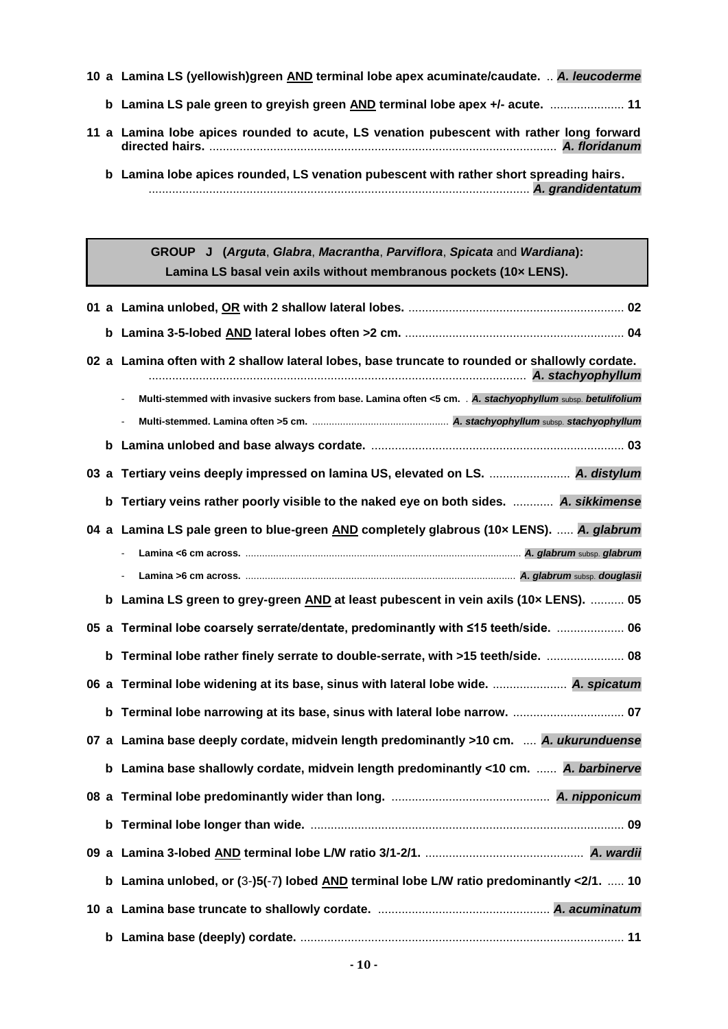**10 a Lamina LS (yellowish)green AND terminal lobe apex acuminate/caudate. .. *A. leucoderme***

**b Lamina LS pale green to greyish green AND terminal lobe apex +/- acute. ...................... 11**

**11 a Lamina lobe apices rounded to acute, LS venation pubescent with rather long forward directed hairs. ....................................................................................................... *A. floridanum***

**b Lamina lobe apices rounded, LS venation pubescent with rather short spreading hairs. ................................................................................................................ *A. grandidentatum***

## GROUP J (*Arguta*, *Glabra*, *Macrantha*, *Parviflora*, *Spicata* and *Wardiana*): Lamina LS basal vein axils without membranous pockets (10× LENS).

**01 a Lamina unlobed, OR with 2 shallow lateral lobes. ................................................................ 02**

**b Lamina 3-5-lobed AND lateral lobes often >2 cm. ................................................................. 04**

**02 a Lamina often with 2 shallow lateral lobes, base truncate to rounded or shallowly cordate. ................................................................................................................ *A. stachyophyllum***

- **Multi-stemmed with invasive suckers from base. Lamina often <5 cm. . *A. stachyophyllum* subsp. *betulifolium***
- **Multi-stemmed. Lamina often >5 cm. ................................................ *A. stachyophyllum* subsp. *stachyophyllum***

**b Lamina unlobed and base always cordate. ........................................................................... 03**

**03 a Tertiary veins deeply impressed on lamina US, elevated on LS. ........................ *A. distylum***

**b Tertiary veins rather poorly visible to the naked eye on both sides. ............ *A. sikkimense***

**04 a Lamina LS pale green to blue-green AND completely glabrous (10× LENS). ..... *A. glabrum***

- **Lamina <6 cm across. ................................................................................................ *A. glabrum* subsp. *glabrum***
- **Lamina >6 cm across. ................................................................................................ *A. glabrum* subsp. *douglasii***

**b Lamina LS green to grey-green AND at least pubescent in vein axils (10× LENS). .......... 05**

**05 a Terminal lobe coarsely serrate/dentate, predominantly with ≤15 teeth/side. .................... 06**

**b Terminal lobe rather finely serrate to double-serrate, with >15 teeth/side. ....................... 08**

**06 a Terminal lobe widening at its base, sinus with lateral lobe wide. ...................... *A. spicatum***

**b Terminal lobe narrowing at its base, sinus with lateral lobe narrow. ................................. 07**

**07 a Lamina base deeply cordate, midvein length predominantly >10 cm. .... *A. ukurunduense***

**b Lamina base shallowly cordate, midvein length predominantly <10 cm. ...... *A. barbinerve***

**08 a Terminal lobe predominantly wider than long. ............................................... *A. nipponicum***

**b Terminal lobe longer than wide. ............................................................................................ 09**

**09 a Lamina 3-lobed AND terminal lobe L/W ratio 3/1-2/1. ............................................... *A. wardii***

**b Lamina unlobed, or (3-)5(-7) lobed AND terminal lobe L/W ratio predominantly <2/1. ..... 10**

**10 a Lamina base truncate to shallowly cordate. ................................................... *A. acuminatum***

**b Lamina base (deeply) cordate. ............................................................................................... 11**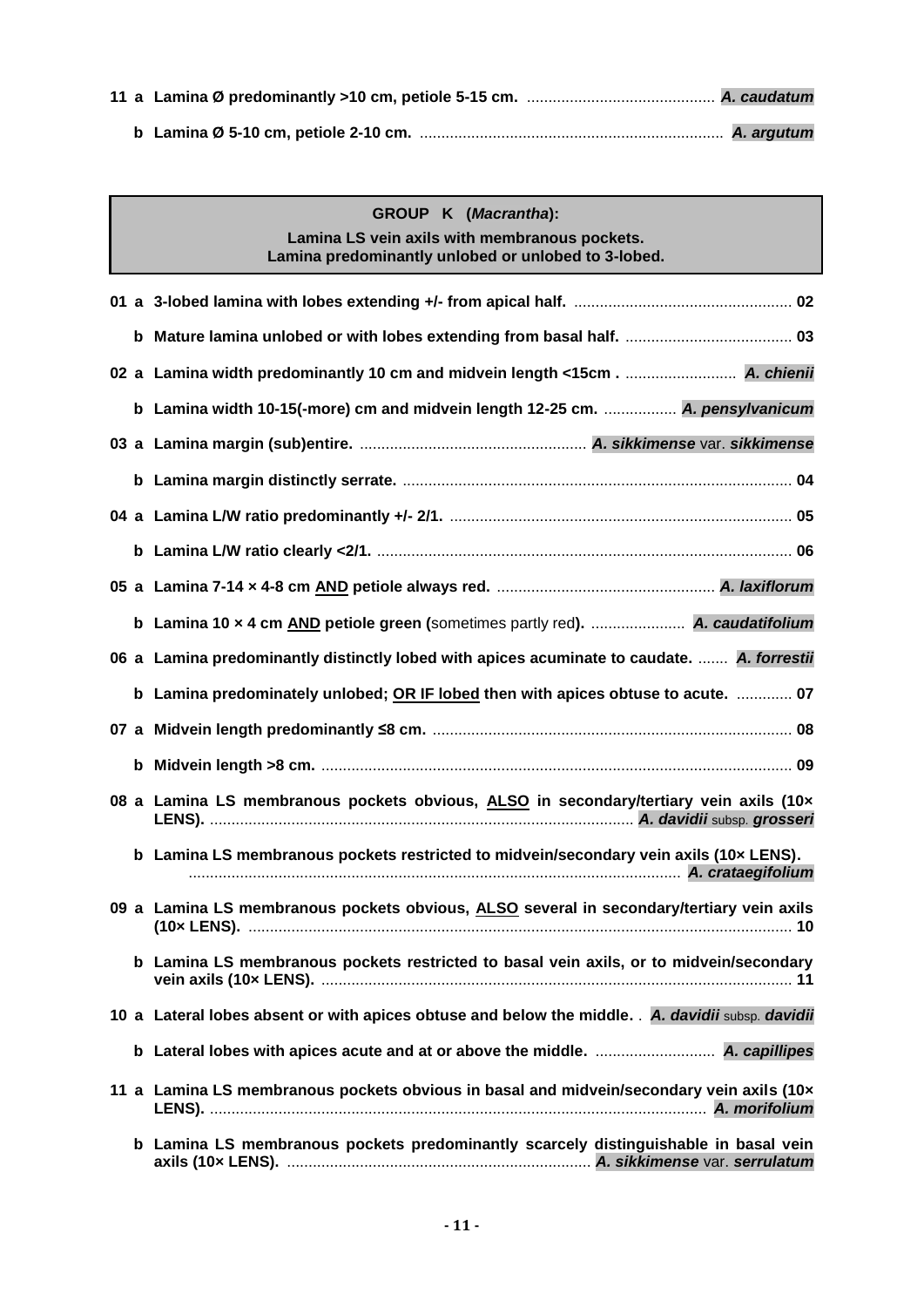**11 a Lamina Ø predominantly >10 cm, petiole 5-15 cm.** ............................................ ***A. caudatum***

**b Lamina Ø 5-10 cm, petiole 2-10 cm.** ....................................................................... ***A. argutum***

**GROUP K (*Macrantha*):**

**Lamina LS vein axils with membranous pockets.**
**Lamina predominantly unlobed or unlobed to 3-lobed.**

**01 a 3-lobed lamina with lobes extending +/- from apical half.** .................................................... **02**

**b Mature lamina unlobed or with lobes extending from basal half.** ....................................... **03**

**02 a Lamina width predominantly 10 cm and midvein length <15cm .** .......................... ***A. chienii***

**b Lamina width 10-15(-more) cm and midvein length 12-25 cm.** ................. ***A. pensylvanicum***

**03 a Lamina margin (sub)entire.** ..................................................... ***A. sikkimense* var. *sikkimense***

**b Lamina margin distinctly serrate.** .......................................................................................... **04**

**04 a Lamina L/W ratio predominantly +/- 2/1.** ............................................................................... **05**

**b Lamina L/W ratio clearly <2/1.** ................................................................................................ **06**

**05 a Lamina 7-14 × 4-8 cm <u>AND</u> petiole always red.** ................................................... ***A. laxiflorum***

**b Lamina 10 × 4 cm <u>AND</u> petiole green (**sometimes partly red**).** ...................... ***A. caudatifolium***

**06 a Lamina predominantly distinctly lobed with apices acuminate to caudate.** ....... ***A. forrestii***

**b Lamina predominately unlobed; <u>OR IF lobed</u> then with apices obtuse to acute.** ............. **07**

**07 a Midvein length predominantly ≤8 cm.** .................................................................................... **08**

**b Midvein length >8 cm.** ............................................................................................................. **09**

**08 a Lamina LS membranous pockets obvious, <u>ALSO</u> in secondary/tertiary vein axils (10× LENS).** .................................................................................................. ***A. davidii* subsp. *grosseri***

**b Lamina LS membranous pockets restricted to midvein/secondary vein axils (10× LENS).** .................................................................................................................. ***A. crataegifolium***

**09 a Lamina LS membranous pockets obvious, <u>ALSO</u> several in secondary/tertiary vein axils (10× LENS).** ............................................................................................................................ **10**

**b Lamina LS membranous pockets restricted to basal vein axils, or to midvein/secondary vein axils (10× LENS).** ............................................................................................................ **11**

**10 a Lateral lobes absent or with apices obtuse and below the middle.** . ***A. davidii* subsp. *davidii***

**b Lateral lobes with apices acute and at or above the middle.** ............................ ***A. capillipes***

**11 a Lamina LS membranous pockets obvious in basal and midvein/secondary vein axils (10× LENS).** .................................................................................................................. ***A. morifolium***

**b Lamina LS membranous pockets predominantly scarcely distinguishable in basal vein axils (10× LENS).** ....................................................................... ***A. sikkimense* var. *serrulatum***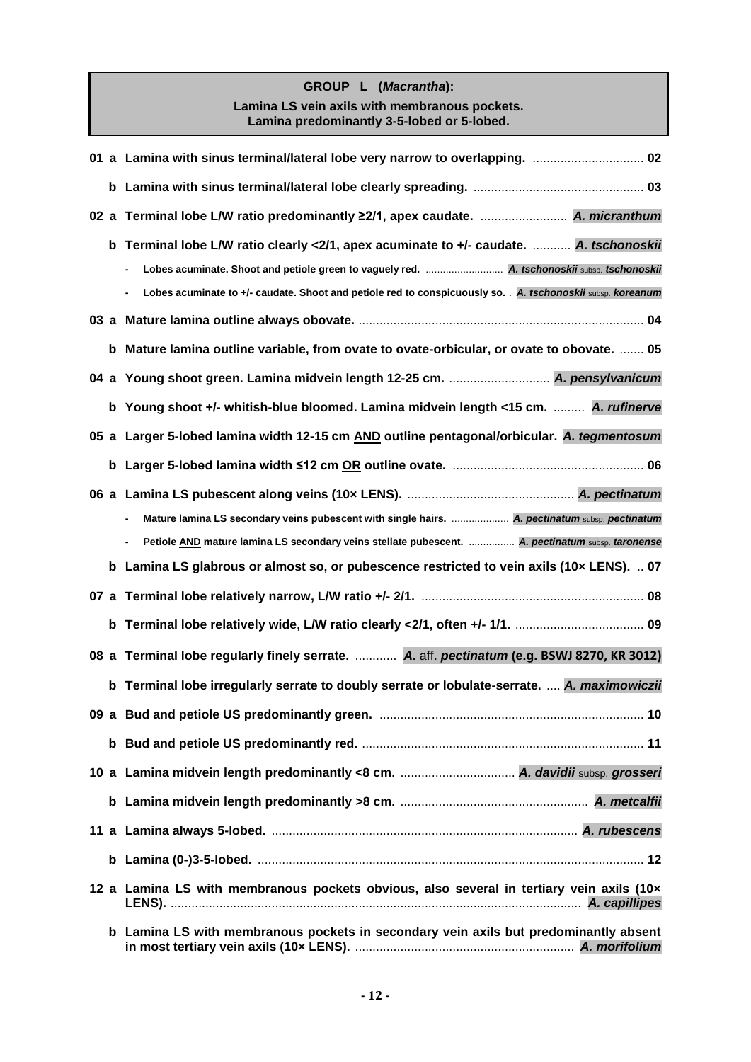## GROUP L (*Macrantha*):

**Lamina LS vein axils with membranous pockets.**
**Lamina predominantly 3-5-lobed or 5-lobed.**

| | | | |
|---|---|---|---|
| **01** | **a** | **Lamina with sinus terminal/lateral lobe very narrow to overlapping.** ................................ | **02** |
| | **b** | **Lamina with sinus terminal/lateral lobe clearly spreading.** ................................................ | **03** |
| **02** | **a** | **Terminal lobe L/W ratio predominantly ≥2/1, apex caudate.** ......................... | ***A. micranthum*** |
| | **b** | **Terminal lobe L/W ratio clearly <2/1, apex acuminate to +/- caudate.** ........... | ***A. tschonoskii*** |
| | | - **Lobes acuminate. Shoot and petiole green to vaguely red.** ........................... | ***A. tschonoskii*** subsp. ***tschonoskii*** |
| | | - **Lobes acuminate to +/- caudate. Shoot and petiole red to conspicuously so.** . | ***A. tschonoskii*** subsp. ***koreanum*** |
| **03** | **a** | **Mature lamina outline always obovate.** ................................................................................. | **04** |
| | **b** | **Mature lamina outline variable, from ovate to ovate-orbicular, or ovate to obovate.** ....... | **05** |
| **04** | **a** | **Young shoot green. Lamina midvein length 12-25 cm.** ............................. | ***A. pensylvanicum*** |
| | **b** | **Young shoot +/- whitish-blue bloomed. Lamina midvein length <15 cm.** ......... | ***A. rufinerve*** |
| **05** | **a** | **Larger 5-lobed lamina width 12-15 cm <u>AND</u> outline pentagonal/orbicular.** | ***A. tegmentosum*** |
| | **b** | **Larger 5-lobed lamina width ≤12 cm <u>OR</u> outline ovate.** ....................................................... | **06** |
| **06** | **a** | **Lamina LS pubescent along veins (10× LENS).** ................................................ | ***A. pectinatum*** |
| | | - **Mature lamina LS secondary veins pubescent with single hairs.** .................... | ***A. pectinatum*** subsp. ***pectinatum*** |
| | | - **Petiole <u>AND</u> mature lamina LS secondary veins stellate pubescent.** ................ | ***A. pectinatum*** subsp. ***taronense*** |
| | **b** | **Lamina LS glabrous or almost so, or pubescence restricted to vein axils (10× LENS).** .. | **07** |
| **07** | **a** | **Terminal lobe relatively narrow, L/W ratio +/- 2/1.** ................................................................ | **08** |
| | **b** | **Terminal lobe relatively wide, L/W ratio clearly <2/1, often +/- 1/1.** ..................................... | **09** |
| **08** | **a** | **Terminal lobe regularly finely serrate.** ............ | ***A.*** aff. ***pectinatum*** **(e.g. BSWJ 8270, KR 3012)** |
| | **b** | **Terminal lobe irregularly serrate to doubly serrate or lobulate-serrate.** .... | ***A. maximowiczii*** |
| **09** | **a** | **Bud and petiole US predominantly green.** ........................................................................... | **10** |
| | **b** | **Bud and petiole US predominantly red.** ................................................................................. | **11** |
| **10** | **a** | **Lamina midvein length predominantly <8 cm.** ................................. | ***A. davidii*** subsp. ***grosseri*** |
| | **b** | **Lamina midvein length predominantly >8 cm.** ...................................................... | ***A. metcalfii*** |
| **11** | **a** | **Lamina always 5-lobed.** ........................................................................................ | ***A. rubescens*** |
| | **b** | **Lamina (0-)3-5-lobed.** ............................................................................................................... | **12** |
| **12** | **a** | **Lamina LS with membranous pockets obvious, also several in tertiary vein axils (10× LENS).** ..................................................................................................................... | ***A. capillipes*** |
| | **b** | **Lamina LS with membranous pockets in secondary vein axils but predominantly absent in most tertiary vein axils (10× LENS).** ............................................................... | ***A. morifolium*** |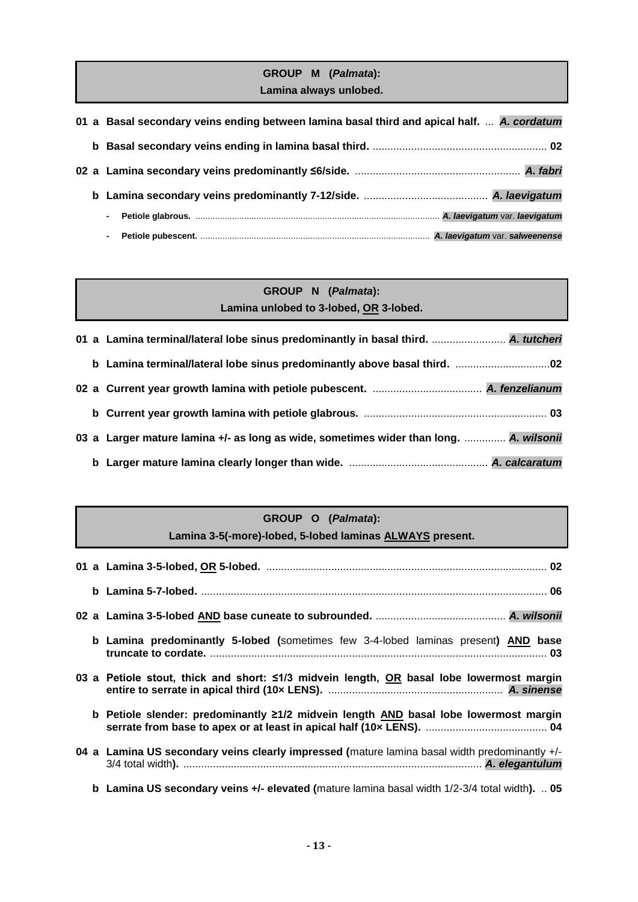## GROUP M (*Palmata*):
**Lamina always unlobed.**

**01 a Basal secondary veins ending between lamina basal third and apical half.** ... ***A. cordatum***

**b Basal secondary veins ending in lamina basal third.** ........................................................... **02**

**02 a Lamina secondary veins predominantly ≤6/side.** ........................................................ ***A. fabri***

**b Lamina secondary veins predominantly 7-12/side.** .......................................... ***A. laevigatum***

- **Petiole glabrous.** .................................................................................................... ***A. laevigatum*** var. ***laevigatum***
- **Petiole pubescent.** ............................................................................................. ***A. laevigatum*** var. ***salweenense***

## GROUP N (*Palmata*):
**Lamina unlobed to 3-lobed, OR 3-lobed.**

**01 a Lamina terminal/lateral lobe sinus predominantly in basal third.** ......................... ***A. tutcheri***

**b Lamina terminal/lateral lobe sinus predominantly above basal third.** ................................**02**

**02 a Current year growth lamina with petiole pubescent.** ..................................... ***A. fenzelianum***

**b Current year growth lamina with petiole glabrous.** .............................................................. **03**

**03 a Larger mature lamina +/- as long as wide, sometimes wider than long.** .............. ***A. wilsonii***

**b Larger mature lamina clearly longer than wide.** ............................................... ***A. calcaratum***

## GROUP O (*Palmata*):
**Lamina 3-5(-more)-lobed, 5-lobed laminas ALWAYS present.**

**01 a Lamina 3-5-lobed, OR 5-lobed.** ............................................................................................... **02**

**b Lamina 5-7-lobed.** ..................................................................................................................... **06**

**02 a Lamina 3-5-lobed AND base cuneate to subrounded.** ............................................ ***A. wilsonii***

**b Lamina predominantly 5-lobed (**sometimes few 3-4-lobed laminas present**) AND base truncate to cordate.** ................................................................................................................. **03**

**03 a Petiole stout, thick and short: ≤1/3 midvein length, OR basal lobe lowermost margin entire to serrate in apical third (10× LENS).** ........................................................... ***A. sinense***

**b Petiole slender: predominantly ≥1/2 midvein length AND basal lobe lowermost margin serrate from base to apex or at least in apical half (10× LENS).** ......................................... **04**

**04 a Lamina US secondary veins clearly impressed (**mature lamina basal width predominantly +/- 3/4 total width**).** ..................................................................................................... ***A. elegantulum***

**b Lamina US secondary veins +/- elevated (**mature lamina basal width 1/2-3/4 total width**).** .. **05**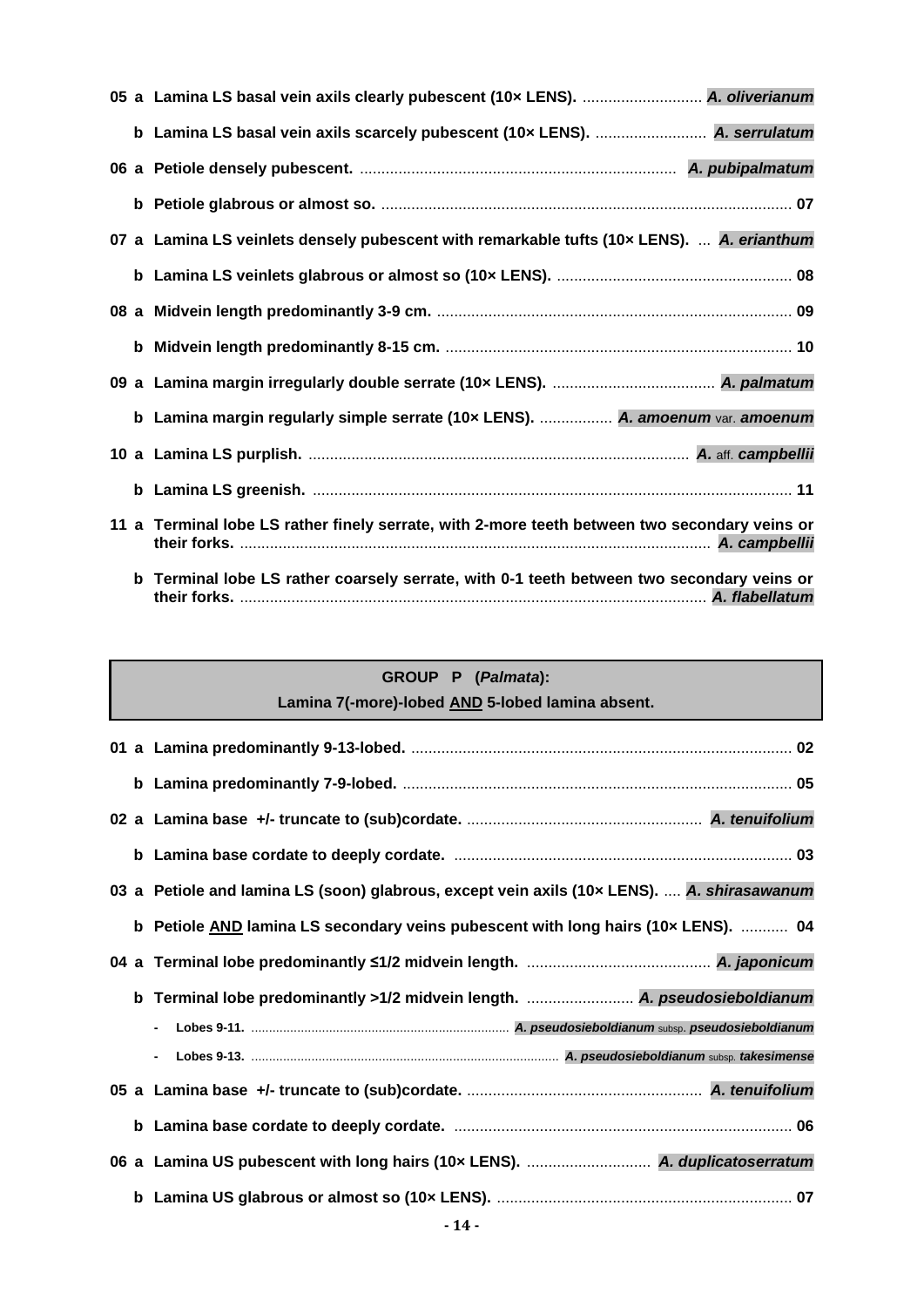**05 a Lamina LS basal vein axils clearly pubescent (10× LENS).** ............................ ***A. oliverianum***

**b Lamina LS basal vein axils scarcely pubescent (10× LENS).** .......................... ***A. serrulatum***

**06 a Petiole densely pubescent.** ......................................................................... ***A. pubipalmatum***

**b Petiole glabrous or almost so.** ............................................................................................... **07**

**07 a Lamina LS veinlets densely pubescent with remarkable tufts (10× LENS).** ... ***A. erianthum***

**b Lamina LS veinlets glabrous or almost so (10× LENS).** ....................................................... **08**

**08 a Midvein length predominantly 3-9 cm.** .................................................................................. **09**

**b Midvein length predominantly 8-15 cm.** ................................................................................ **10**

**09 a Lamina margin irregularly double serrate (10× LENS).** ...................................... ***A. palmatum***

**b Lamina margin regularly simple serrate (10× LENS).** ................. ***A. amoenum*** var. ***amoenum***

**10 a Lamina LS purplish.** ......................................................................................... ***A.*** aff. ***campbellii***

**b Lamina LS greenish.** ............................................................................................................... **11**

**11 a Terminal lobe LS rather finely serrate, with 2-more teeth between two secondary veins or their forks.** ............................................................................................................. ***A. campbellii***

**b Terminal lobe LS rather coarsely serrate, with 0-1 teeth between two secondary veins or their forks.** ............................................................................................................ ***A. flabellatum***

## GROUP P (*Palmata*):
### Lamina 7(-more)-lobed AND 5-lobed lamina absent.

**01 a Lamina predominantly 9-13-lobed.** ......................................................................................... **02**

**b Lamina predominantly 7-9-lobed.** ........................................................................................... **05**

**02 a Lamina base +/- truncate to (sub)cordate.** ....................................................... ***A. tenuifolium***

**b Lamina base cordate to deeply cordate.** .............................................................................. **03**

**03 a Petiole and lamina LS (soon) glabrous, except vein axils (10× LENS).** .... ***A. shirasawanum***

**b Petiole AND lamina LS secondary veins pubescent with long hairs (10× LENS).** ........... **04**

**04 a Terminal lobe predominantly ≤1/2 midvein length.** ........................................... ***A. japonicum***

**b Terminal lobe predominantly >1/2 midvein length.** ......................... ***A. pseudosieboldianum***

- **Lobes 9-11.** ......................................................................... ***A. pseudosieboldianum*** subsp. ***pseudosieboldianum***
- **Lobes 9-13.** ..................................................................................... ***A. pseudosieboldianum*** subsp. ***takesimense***

**05 a Lamina base +/- truncate to (sub)cordate.** ....................................................... ***A. tenuifolium***

**b Lamina base cordate to deeply cordate.** .............................................................................. **06**

**06 a Lamina US pubescent with long hairs (10× LENS).** ............................. ***A. duplicatoserratum***

**b Lamina US glabrous or almost so (10× LENS).** ..................................................................... **07**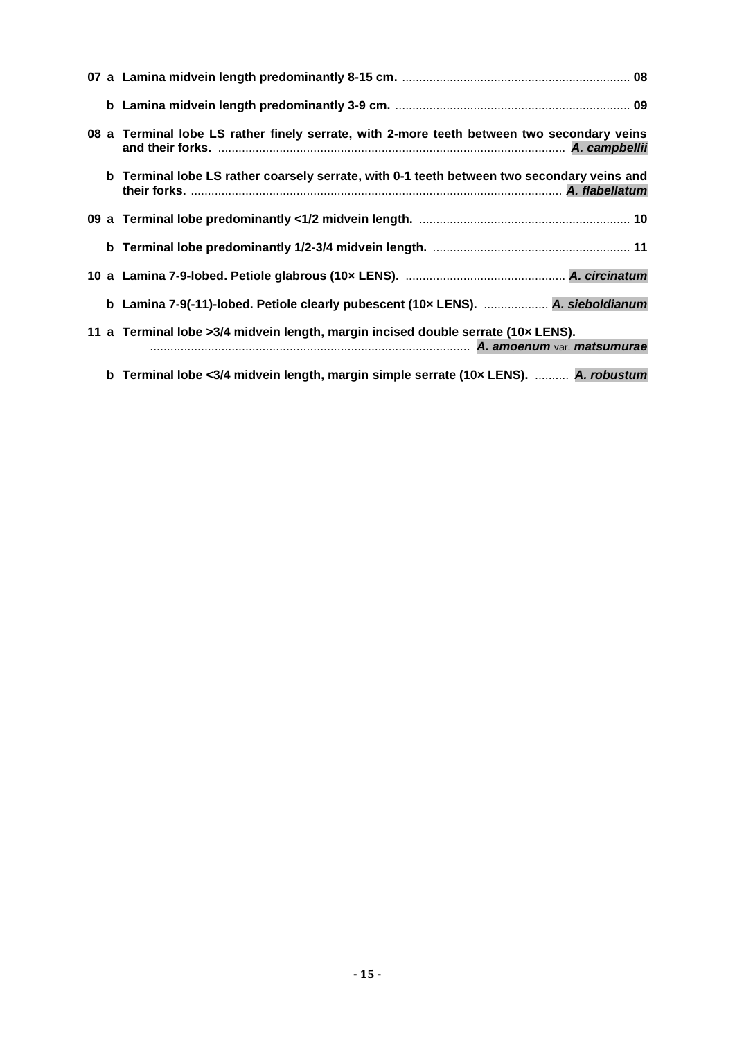**07 a Lamina midvein length predominantly 8-15 cm.** .................................................................. **08**

**b Lamina midvein length predominantly 3-9 cm.** .................................................................... **09**

**08 a Terminal lobe LS rather finely serrate, with 2-more teeth between two secondary veins and their forks.** ..................................................................................................... ***A. campbellii***

**b Terminal lobe LS rather coarsely serrate, with 0-1 teeth between two secondary veins and their forks.** ............................................................................................................ ***A. flabellatum***

**09 a Terminal lobe predominantly <1/2 midvein length.** ............................................................. **10**

**b Terminal lobe predominantly 1/2-3/4 midvein length.** .......................................................... **11**

**10 a Lamina 7-9-lobed. Petiole glabrous (10× LENS).** ............................................... ***A. circinatum***

**b Lamina 7-9(-11)-lobed. Petiole clearly pubescent (10× LENS).** ................... ***A. sieboldianum***

**11 a Terminal lobe >3/4 midvein length, margin incised double serrate (10× LENS).** ............................................................................................. ***A. amoenum*** var. ***matsumurae***

**b Terminal lobe <3/4 midvein length, margin simple serrate (10× LENS).** .......... ***A. robustum***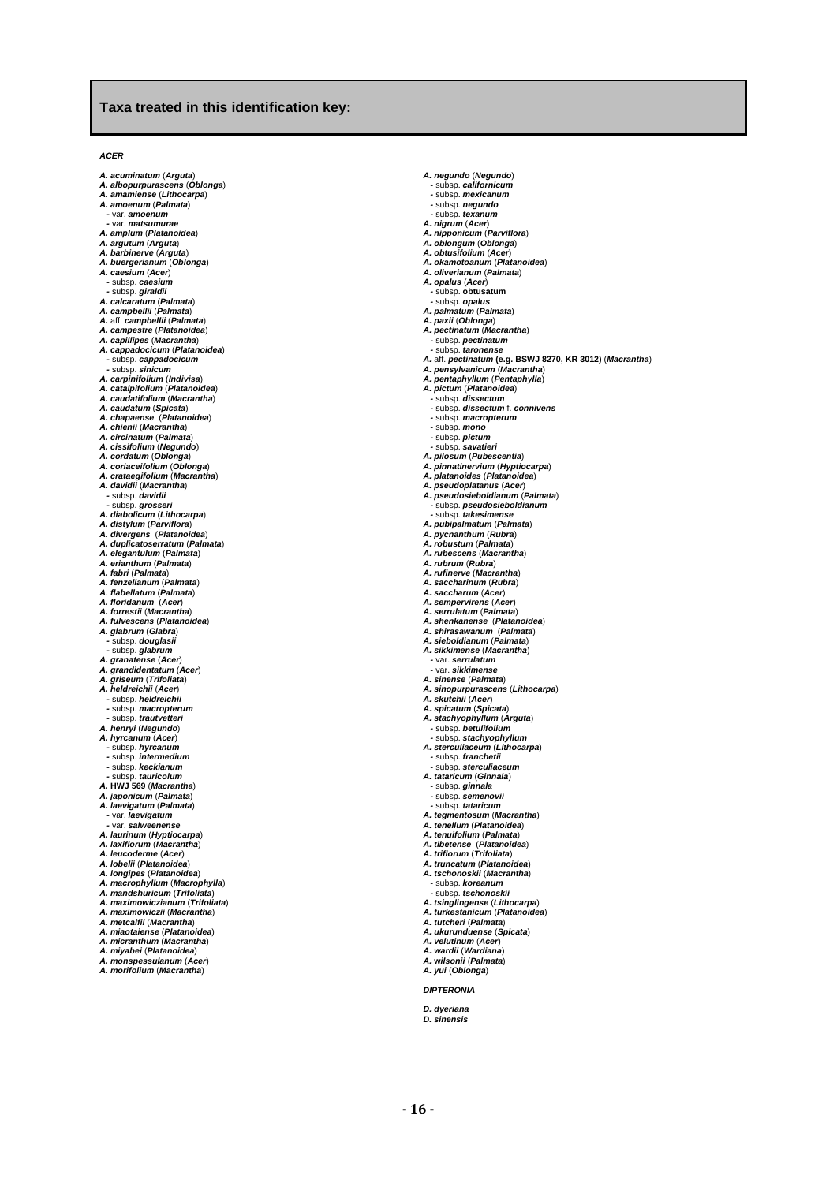## Taxa treated in this identification key:

***ACER***

- ***A. acuminatum*** (***Arguta***)
- ***A. albopurpurascens*** (***Oblonga***)
- ***A. amamiense*** (***Lithocarpa***)
- ***A. amoenum*** (***Palmata***)
  - var. ***amoenum***
  - var. ***matsumurae***
- ***A. amplum*** (***Platanoidea***)
- ***A. argutum*** (***Arguta***)
- ***A. barbinerve*** (***Arguta***)
- ***A. buergerianum*** (***Oblonga***)
- ***A. caesium*** (***Acer***)
  - subsp. ***caesium***
  - subsp. ***giraldii***
- ***A. calcaratum*** (***Palmata***)
- ***A. campbellii*** (***Palmata***)
- ***A.*** aff. ***campbellii*** (***Palmata***)
- ***A. campestre*** (***Platanoidea***)
- ***A. capillipes*** (***Macrantha***)
- ***A. cappadocicum*** (***Platanoidea***)
  - subsp. ***cappadocicum***
  - subsp. ***sinicum***
- ***A. carpinifolium*** (***Indivisa***)
- ***A. catalpifolium*** (***Platanoidea***)
- ***A. caudatifolium*** (***Macrantha***)
- ***A. caudatum*** (***Spicata***)
- ***A. chapaense*** (***Platanoidea***)
- ***A. chienii*** (***Macrantha***)
- ***A. circinatum*** (***Palmata***)
- ***A. cissifolium*** (***Negundo***)
- ***A. cordatum*** (***Oblonga***)
- ***A. coriaceifolium*** (***Oblonga***)
- ***A. crataegifolium*** (***Macrantha***)
- ***A. davidii*** (***Macrantha***)
  - subsp. ***davidii***
  - subsp. ***grosseri***
- ***A. diabolicum*** (***Lithocarpa***)
- ***A. distylum*** (***Parviflora***)
- ***A. divergens*** (***Platanoidea***)
- ***A. duplicatoserratum*** (***Palmata***)
- ***A. elegantulum*** (***Palmata***)
- ***A. erianthum*** (***Palmata***)
- ***A. fabri*** (***Palmata***)
- ***A. fenzelianum*** (***Palmata***)
- ***A. flabellatum*** (***Palmata***)
- ***A. floridanum*** (***Acer***)
- ***A. forrestii*** (***Macrantha***)
- ***A. fulvescens*** (***Platanoidea***)
- ***A. glabrum*** (***Glabra***)
  - subsp. ***douglasii***
  - subsp. ***glabrum***
- ***A. granatense*** (***Acer***)
- ***A. grandidentatum*** (***Acer***)
- ***A. griseum*** (***Trifoliata***)
- ***A. heldreichii*** (***Acer***)
  - subsp. ***heldreichii***
  - subsp. ***macropterum***
  - subsp. ***trautvetteri***
- ***A. henryi*** (***Negundo***)
- ***A. hyrcanum*** (***Acer***)
  - subsp. ***hyrcanum***
  - subsp. ***intermedium***
  - subsp. ***keckianum***
  - subsp. ***tauricolum***
- ***A. HWJ 569*** (***Macrantha***)
- ***A. japonicum*** (***Palmata***)
- ***A. laevigatum*** (***Palmata***)
  - var. ***laevigatum***
  - var. ***salweenense***
- ***A. laurinum*** (***Hyptiocarpa***)
- ***A. laxiflorum*** (***Macrantha***)
- ***A. leucoderme*** (***Acer***)
- ***A. lobelii*** (***Platanoidea***)
- ***A. longipes*** (***Platanoidea***)
- ***A. macrophyllum*** (***Macrophylla***)
- ***A. mandshuricum*** (***Trifoliata***)
- ***A. maximowiczianum*** (***Trifoliata***)
- ***A. maximowiczii*** (***Macrantha***)
- ***A. metcalfii*** (***Macrantha***)
- ***A. miaotaiense*** (***Platanoidea***)
- ***A. micranthum*** (***Macrantha***)
- ***A. miyabei*** (***Platanoidea***)
- ***A. monspessulanum*** (***Acer***)
- ***A. morifolium*** (***Macrantha***)
- ***A. negundo*** (***Negundo***)
  - subsp. ***californicum***
  - subsp. ***mexicanum***
  - subsp. ***negundo***
  - subsp. ***texanum***
- ***A. nigrum*** (***Acer***)
- ***A. nipponicum*** (***Parviflora***)
- ***A. oblongum*** (***Oblonga***)
- ***A. obtusifolium*** (***Acer***)
- ***A. okamotoanum*** (***Platanoidea***)
- ***A. oliverianum*** (***Palmata***)
- ***A. opalus*** (***Acer***)
  - subsp. **obtusatum**
  - subsp. ***opalus***
- ***A. palmatum*** (***Palmata***)
- ***A. paxii*** (***Oblonga***)
- ***A. pectinatum*** (***Macrantha***)
  - subsp. ***pectinatum***
  - subsp. ***taronense***
- ***A.*** aff. ***pectinatum*** **(e.g. BSWJ 8270, KR 3012)** (***Macrantha***)
- ***A. pensylvanicum*** (***Macrantha***)
- ***A. pentaphyllum*** (***Pentaphylla***)
- ***A. pictum*** (***Platanoidea***)
  - subsp. ***dissectum***
  - subsp. ***dissectum*** f. ***connivens***
  - subsp. ***macropterum***
  - subsp. ***mono***
  - subsp. ***pictum***
  - subsp. ***savatieri***
- ***A. pilosum*** (***Pubescentia***)
- ***A. pinnatinervium*** (***Hyptiocarpa***)
- ***A. platanoides*** (***Platanoidea***)
- ***A. pseudoplatanus*** (***Acer***)
- ***A. pseudosieboldianum*** (***Palmata***)
  - subsp. ***pseudosieboldianum***
  - subsp. ***takesimense***
- ***A. pubipalmatum*** (***Palmata***)
- ***A. pycnanthum*** (***Rubra***)
- ***A. robustum*** (***Palmata***)
- ***A. rubescens*** (***Macrantha***)
- ***A. rubrum*** (***Rubra***)
- ***A. rufinerve*** (***Macrantha***)
- ***A. saccharinum*** (***Rubra***)
- ***A. saccharum*** (***Acer***)
- ***A. sempervirens*** (***Acer***)
- ***A. serrulatum*** (***Palmata***)
- ***A. shenkanense*** (***Platanoidea***)
- ***A. shirasawanum*** (***Palmata***)
- ***A. sieboldianum*** (***Palmata***)
- ***A. sikkimense*** (***Macrantha***)
  - var. ***serrulatum***
  - var. ***sikkimense***
- ***A. sinense*** (***Palmata***)
- ***A. sinopurpurascens*** (***Lithocarpa***)
- ***A. skutchii*** (***Acer***)
- ***A. spicatum*** (***Spicata***)
- ***A. stachyophyllum*** (***Arguta***)
  - subsp. ***betulifolium***
  - subsp. ***stachyophyllum***
- ***A. sterculiaceum*** (***Lithocarpa***)
  - subsp. ***franchetii***
  - subsp. ***sterculiaceum***
- ***A. tataricum*** (***Ginnala***)
  - subsp. ***ginnala***
  - subsp. ***semenovii***
  - subsp. ***tataricum***
- ***A. tegmentosum*** (***Macrantha***)
- ***A. tenellum*** (***Platanoidea***)
- ***A. tenuifolium*** (***Palmata***)
- ***A. tibetense*** (***Platanoidea***)
- ***A. triflorum*** (***Trifoliata***)
- ***A. truncatum*** (***Platanoidea***)
- ***A. tschonoskii*** (***Macrantha***)
  - subsp. ***koreanum***
  - subsp. ***tschonoskii***
- ***A. tsinglingense*** (***Lithocarpa***)
- ***A. turkestanicum*** (***Platanoidea***)
- ***A. tutcheri*** (***Palmata***)
- ***A. ukurunduense*** (***Spicata***)
- ***A. velutinum*** (***Acer***)
- ***A. wardii*** (***Wardiana***)
- ***A. wilsonii*** (***Palmata***)
- ***A. yui*** (***Oblonga***)

***DIPTERONIA***

- ***D. dyeriana***
- ***D. sinensis***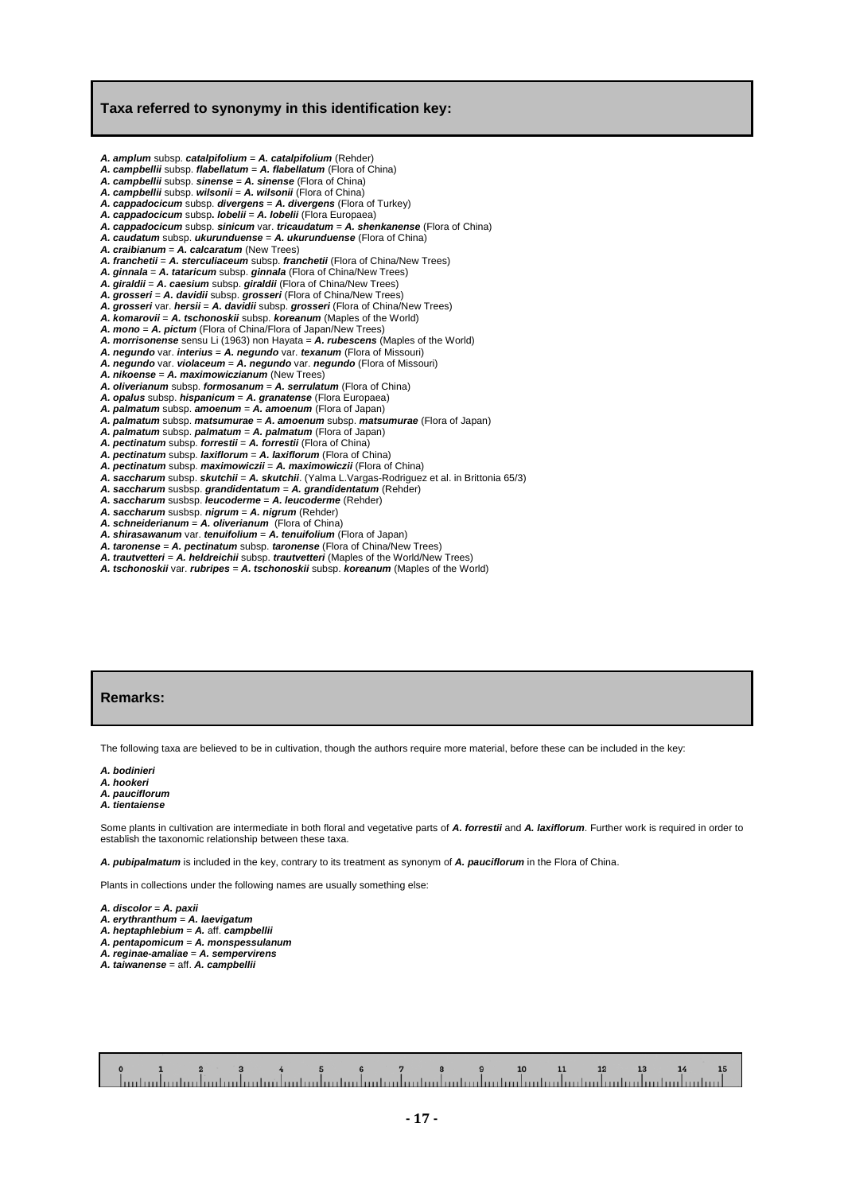## Taxa referred to synonymy in this identification key:

***A. amplum*** subsp. ***catalpifolium*** = ***A. catalpifolium*** (Rehder)
***A. campbellii*** subsp. ***flabellatum*** = ***A. flabellatum*** (Flora of China)
***A. campbellii*** subsp. ***sinense*** = ***A. sinense*** (Flora of China)
***A. campbellii*** subsp. ***wilsonii*** = ***A. wilsonii*** (Flora of China)
***A. cappadocicum*** subsp. ***divergens*** = ***A. divergens*** (Flora of Turkey)
***A. cappadocicum*** subsp**.** ***lobelii*** = ***A. lobelii*** (Flora Europaea)
***A. cappadocicum*** subsp. ***sinicum*** var. ***tricaudatum*** = ***A. shenkanense*** (Flora of China)
***A. caudatum*** subsp. ***ukurunduense*** = ***A. ukurunduense*** (Flora of China)
***A. craibianum*** = ***A. calcaratum*** (New Trees)
***A. franchetii*** = ***A. sterculiaceum*** subsp. ***franchetii*** (Flora of China/New Trees)
***A. ginnala*** = ***A. tataricum*** subsp. ***ginnala*** (Flora of China/New Trees)
***A. giraldii*** = ***A. caesium*** subsp. ***giraldii*** (Flora of China/New Trees)
***A. grosseri*** = ***A. davidii*** subsp. ***grosseri*** (Flora of China/New Trees)
***A. grosseri*** var. ***hersii*** = ***A. davidii*** subsp. ***grosseri*** (Flora of China/New Trees)
***A. komarovii*** = ***A. tschonoskii*** subsp. ***koreanum*** (Maples of the World)
***A. mono*** = ***A. pictum*** (Flora of China/Flora of Japan/New Trees)
***A. morrisonense*** sensu Li (1963) non Hayata = ***A. rubescens*** (Maples of the World)
***A. negundo*** var. ***interius*** = ***A. negundo*** var. ***texanum*** (Flora of Missouri)
***A. negundo*** var. ***violaceum*** = ***A. negundo*** var. ***negundo*** (Flora of Missouri)
***A. nikoense*** = ***A. maximowiczianum*** (New Trees)
***A. oliverianum*** subsp. ***formosanum*** = ***A. serrulatum*** (Flora of China)
***A. opalus*** subsp. ***hispanicum*** = ***A. granatense*** (Flora Europaea)
***A. palmatum*** subsp. ***amoenum*** = ***A. amoenum*** (Flora of Japan)
***A. palmatum*** subsp. ***matsumurae*** = ***A. amoenum*** subsp. ***matsumurae*** (Flora of Japan)
***A. palmatum*** subsp. ***palmatum*** = ***A. palmatum*** (Flora of Japan)
***A. pectinatum*** subsp. ***forrestii*** = ***A. forrestii*** (Flora of China)
***A. pectinatum*** subsp. ***laxiflorum*** = ***A. laxiflorum*** (Flora of China)
***A. pectinatum*** subsp. ***maximowiczii*** = ***A. maximowiczii*** (Flora of China)
***A. saccharum*** subsp. ***skutchii*** = ***A. skutchii***. (Yalma L.Vargas-Rodriguez et al. in Brittonia 65/3)
***A. saccharum*** susbsp. ***grandidentatum*** = ***A. grandidentatum*** (Rehder)
***A. saccharum*** susbsp. ***leucoderme*** = ***A. leucoderme*** (Rehder)
***A. saccharum*** susbsp. ***nigrum*** = ***A. nigrum*** (Rehder)
***A. schneiderianum*** = ***A. oliverianum*** (Flora of China)
***A. shirasawanum*** var. ***tenuifolium*** = ***A. tenuifolium*** (Flora of Japan)
***A. taronense*** = ***A. pectinatum*** subsp. ***taronense*** (Flora of China/New Trees)
***A. trautvetteri*** = ***A. heldreichii*** subsp. ***trautvetteri*** (Maples of the World/New Trees)
***A. tschonoskii*** var. ***rubripes*** = ***A. tschonoskii*** subsp. ***koreanum*** (Maples of the World)

## Remarks:

The following taxa are believed to be in cultivation, though the authors require more material, before these can be included in the key:

***A. bodinieri***
***A. hookeri***
***A. pauciflorum***
***A. tientaiense***

Some plants in cultivation are intermediate in both floral and vegetative parts of ***A. forrestii*** and ***A. laxiflorum***. Further work is required in order to establish the taxonomic relationship between these taxa.

***A. pubipalmatum*** is included in the key, contrary to its treatment as synonym of ***A. pauciflorum*** in the Flora of China.

Plants in collections under the following names are usually something else:

***A. discolor*** = ***A. paxii***
***A. erythranthum*** = ***A. laevigatum***
***A. heptaphlebium*** = ***A.*** aff. ***campbellii***
***A. pentapomicum*** = ***A. monspessulanum***
***A. reginae-amaliae*** = ***A. sempervirens***
***A. taiwanense*** = aff. ***A. campbellii***

0 1 2 3 4 5 6 7 8 9 10 11 12 13 14 15